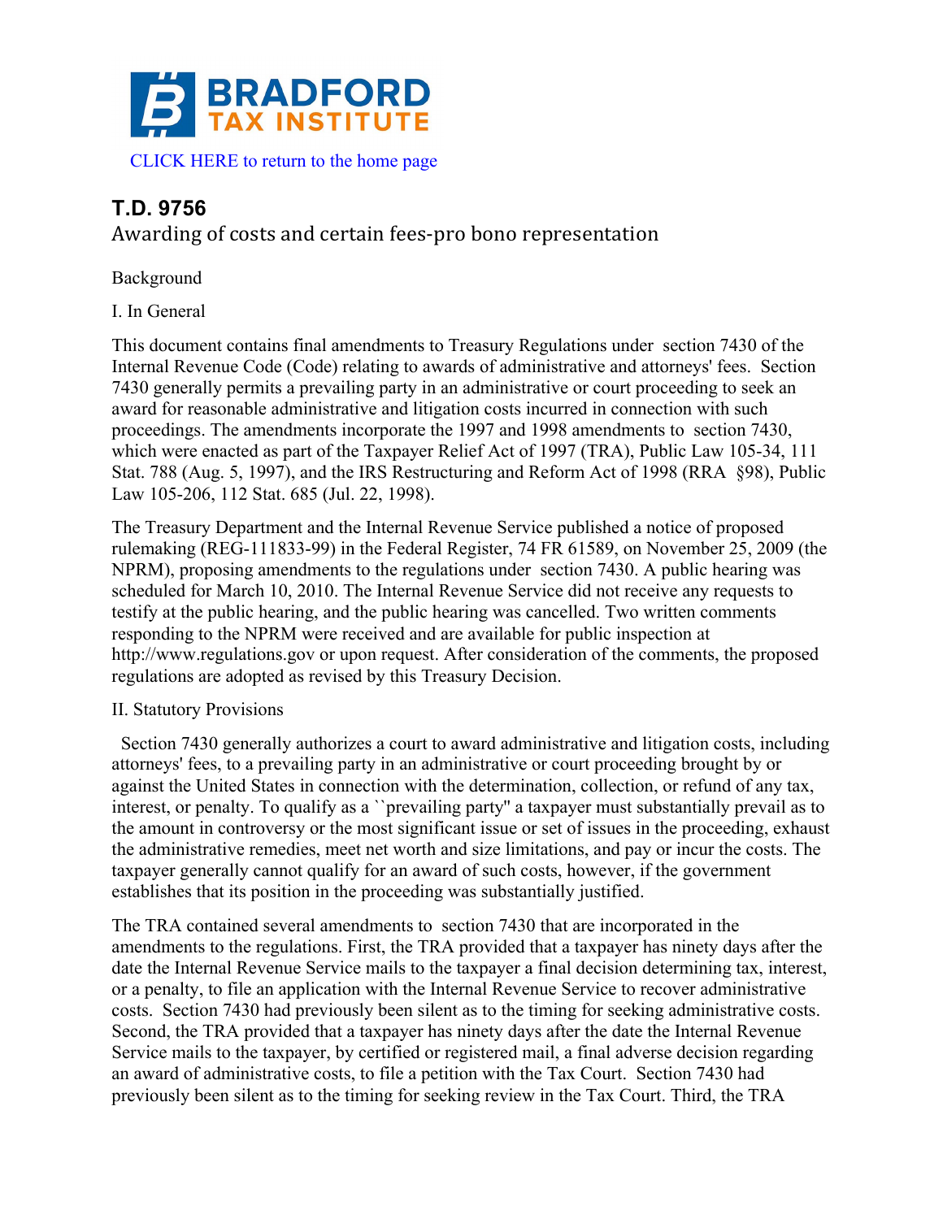# BRADFORD TAX INSTITUTE

CLICK HERE to return to the home page

## T.D. 9756

### Awarding of costs and certain fees-pro bono representation

Background

I. In General

This document contains final amendments to Treasury Regulations under section 7430 of the Internal Revenue Code (Code) relating to awards of administrative and attorneys' fees. Section 7430 generally permits a prevailing party in an administrative or court proceeding to seek an award for reasonable administrative and litigation costs incurred in connection with such proceedings. The amendments incorporate the 1997 and 1998 amendments to section 7430, which were enacted as part of the Taxpayer Relief Act of 1997 (TRA), Public Law 105-34, 111 Stat. 788 (Aug. 5, 1997), and the IRS Restructuring and Reform Act of 1998 (RRA §98), Public Law 105-206, 112 Stat. 685 (Jul. 22, 1998).

The Treasury Department and the Internal Revenue Service published a notice of proposed rulemaking (REG-111833-99) in the Federal Register, 74 FR 61589, on November 25, 2009 (the NPRM), proposing amendments to the regulations under section 7430. A public hearing was scheduled for March 10, 2010. The Internal Revenue Service did not receive any requests to testify at the public hearing, and the public hearing was cancelled. Two written comments responding to the NPRM were received and are available for public inspection at http://www.regulations.gov or upon request. After consideration of the comments, the proposed regulations are adopted as revised by this Treasury Decision.

II. Statutory Provisions

Section 7430 generally authorizes a court to award administrative and litigation costs, including attorneys' fees, to a prevailing party in an administrative or court proceeding brought by or against the United States in connection with the determination, collection, or refund of any tax, interest, or penalty. To qualify as a ``prevailing party'' a taxpayer must substantially prevail as to the amount in controversy or the most significant issue or set of issues in the proceeding, exhaust the administrative remedies, meet net worth and size limitations, and pay or incur the costs. The taxpayer generally cannot qualify for an award of such costs, however, if the government establishes that its position in the proceeding was substantially justified.

The TRA contained several amendments to section 7430 that are incorporated in the amendments to the regulations. First, the TRA provided that a taxpayer has ninety days after the date the Internal Revenue Service mails to the taxpayer a final decision determining tax, interest, or a penalty, to file an application with the Internal Revenue Service to recover administrative costs. Section 7430 had previously been silent as to the timing for seeking administrative costs. Second, the TRA provided that a taxpayer has ninety days after the date the Internal Revenue Service mails to the taxpayer, by certified or registered mail, a final adverse decision regarding an award of administrative costs, to file a petition with the Tax Court. Section 7430 had previously been silent as to the timing for seeking review in the Tax Court. Third, the TRA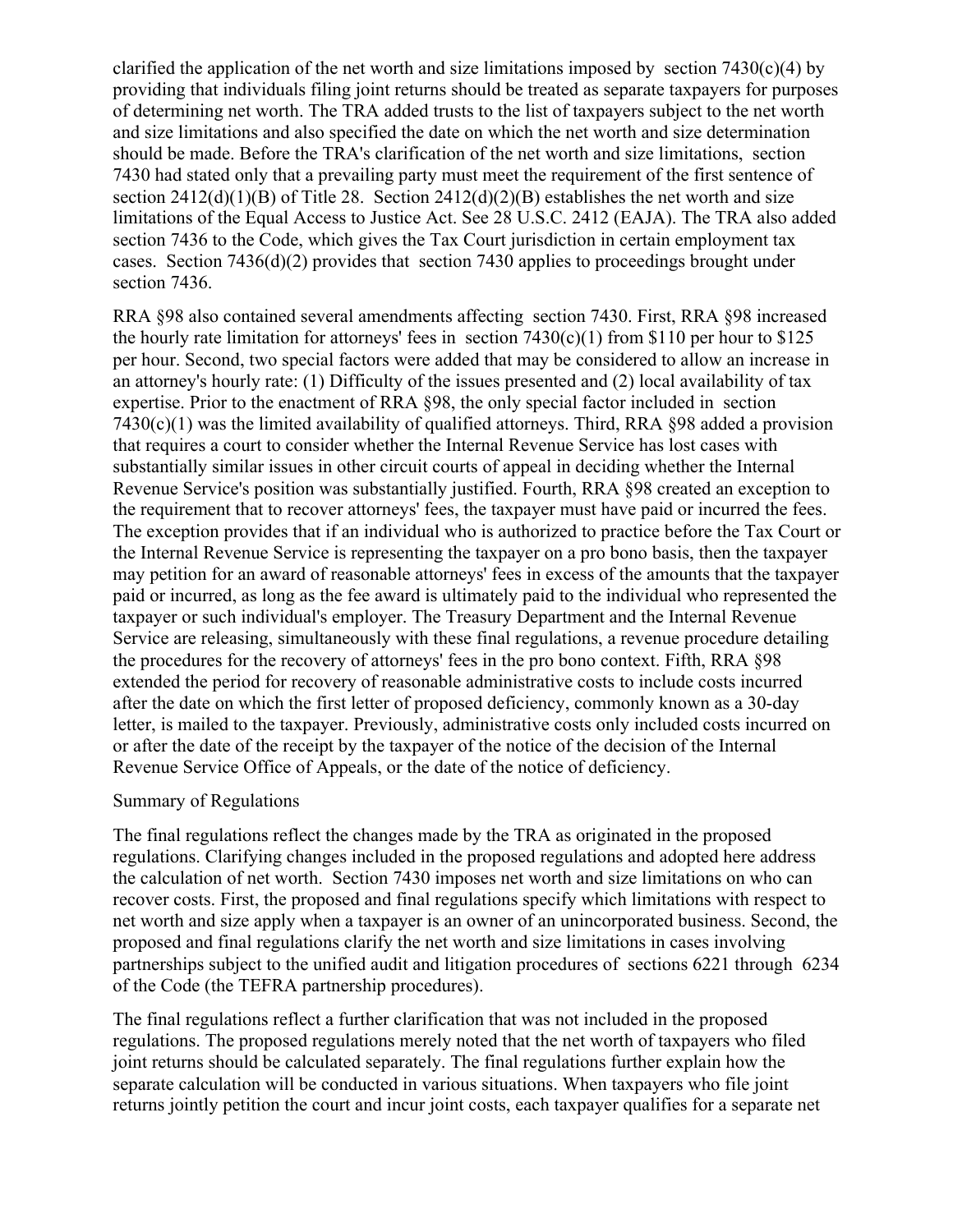clarified the application of the net worth and size limitations imposed by section 7430(c)(4) by providing that individuals filing joint returns should be treated as separate taxpayers for purposes of determining net worth. The TRA added trusts to the list of taxpayers subject to the net worth and size limitations and also specified the date on which the net worth and size determination should be made. Before the TRA's clarification of the net worth and size limitations, section 7430 had stated only that a prevailing party must meet the requirement of the first sentence of section 2412(d)(1)(B) of Title 28. Section 2412(d)(2)(B) establishes the net worth and size limitations of the Equal Access to Justice Act. See 28 U.S.C. 2412 (EAJA). The TRA also added section 7436 to the Code, which gives the Tax Court jurisdiction in certain employment tax cases. Section 7436(d)(2) provides that section 7430 applies to proceedings brought under section 7436.

RRA §98 also contained several amendments affecting section 7430. First, RRA §98 increased the hourly rate limitation for attorneys' fees in section 7430(c)(1) from $110 per hour to $125 per hour. Second, two special factors were added that may be considered to allow an increase in an attorney's hourly rate: (1) Difficulty of the issues presented and (2) local availability of tax expertise. Prior to the enactment of RRA §98, the only special factor included in section 7430(c)(1) was the limited availability of qualified attorneys. Third, RRA §98 added a provision that requires a court to consider whether the Internal Revenue Service has lost cases with substantially similar issues in other circuit courts of appeal in deciding whether the Internal Revenue Service's position was substantially justified. Fourth, RRA §98 created an exception to the requirement that to recover attorneys' fees, the taxpayer must have paid or incurred the fees. The exception provides that if an individual who is authorized to practice before the Tax Court or the Internal Revenue Service is representing the taxpayer on a pro bono basis, then the taxpayer may petition for an award of reasonable attorneys' fees in excess of the amounts that the taxpayer paid or incurred, as long as the fee award is ultimately paid to the individual who represented the taxpayer or such individual's employer. The Treasury Department and the Internal Revenue Service are releasing, simultaneously with these final regulations, a revenue procedure detailing the procedures for the recovery of attorneys' fees in the pro bono context. Fifth, RRA §98 extended the period for recovery of reasonable administrative costs to include costs incurred after the date on which the first letter of proposed deficiency, commonly known as a 30-day letter, is mailed to the taxpayer. Previously, administrative costs only included costs incurred on or after the date of the receipt by the taxpayer of the notice of the decision of the Internal Revenue Service Office of Appeals, or the date of the notice of deficiency.

## Summary of Regulations

The final regulations reflect the changes made by the TRA as originated in the proposed regulations. Clarifying changes included in the proposed regulations and adopted here address the calculation of net worth. Section 7430 imposes net worth and size limitations on who can recover costs. First, the proposed and final regulations specify which limitations with respect to net worth and size apply when a taxpayer is an owner of an unincorporated business. Second, the proposed and final regulations clarify the net worth and size limitations in cases involving partnerships subject to the unified audit and litigation procedures of sections 6221 through 6234 of the Code (the TEFRA partnership procedures).

The final regulations reflect a further clarification that was not included in the proposed regulations. The proposed regulations merely noted that the net worth of taxpayers who filed joint returns should be calculated separately. The final regulations further explain how the separate calculation will be conducted in various situations. When taxpayers who file joint returns jointly petition the court and incur joint costs, each taxpayer qualifies for a separate net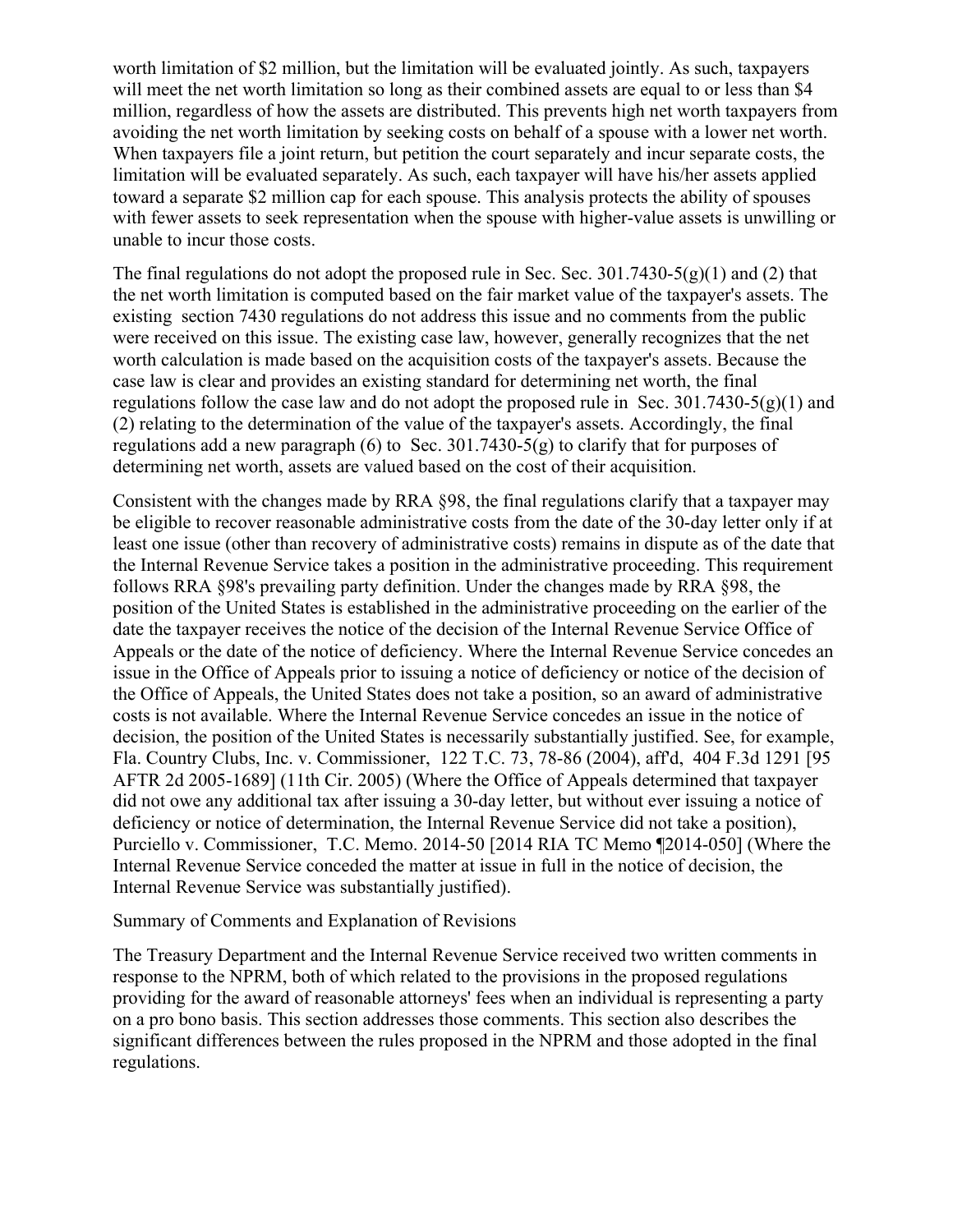worth limitation of $2 million, but the limitation will be evaluated jointly. As such, taxpayers will meet the net worth limitation so long as their combined assets are equal to or less than $4 million, regardless of how the assets are distributed. This prevents high net worth taxpayers from avoiding the net worth limitation by seeking costs on behalf of a spouse with a lower net worth. When taxpayers file a joint return, but petition the court separately and incur separate costs, the limitation will be evaluated separately. As such, each taxpayer will have his/her assets applied toward a separate $2 million cap for each spouse. This analysis protects the ability of spouses with fewer assets to seek representation when the spouse with higher-value assets is unwilling or unable to incur those costs.

The final regulations do not adopt the proposed rule in Sec. Sec. 301.7430-5(g)(1) and (2) that the net worth limitation is computed based on the fair market value of the taxpayer's assets. The existing section 7430 regulations do not address this issue and no comments from the public were received on this issue. The existing case law, however, generally recognizes that the net worth calculation is made based on the acquisition costs of the taxpayer's assets. Because the case law is clear and provides an existing standard for determining net worth, the final regulations follow the case law and do not adopt the proposed rule in Sec. 301.7430-5(g)(1) and (2) relating to the determination of the value of the taxpayer's assets. Accordingly, the final regulations add a new paragraph (6) to Sec. 301.7430-5(g) to clarify that for purposes of determining net worth, assets are valued based on the cost of their acquisition.

Consistent with the changes made by RRA §98, the final regulations clarify that a taxpayer may be eligible to recover reasonable administrative costs from the date of the 30-day letter only if at least one issue (other than recovery of administrative costs) remains in dispute as of the date that the Internal Revenue Service takes a position in the administrative proceeding. This requirement follows RRA §98's prevailing party definition. Under the changes made by RRA §98, the position of the United States is established in the administrative proceeding on the earlier of the date the taxpayer receives the notice of the decision of the Internal Revenue Service Office of Appeals or the date of the notice of deficiency. Where the Internal Revenue Service concedes an issue in the Office of Appeals prior to issuing a notice of deficiency or notice of the decision of the Office of Appeals, the United States does not take a position, so an award of administrative costs is not available. Where the Internal Revenue Service concedes an issue in the notice of decision, the position of the United States is necessarily substantially justified. See, for example, Fla. Country Clubs, Inc. v. Commissioner, 122 T.C. 73, 78-86 (2004), aff'd, 404 F.3d 1291 [95 AFTR 2d 2005-1689] (11th Cir. 2005) (Where the Office of Appeals determined that taxpayer did not owe any additional tax after issuing a 30-day letter, but without ever issuing a notice of deficiency or notice of determination, the Internal Revenue Service did not take a position), Purciello v. Commissioner, T.C. Memo. 2014-50 [2014 RIA TC Memo ¶2014-050] (Where the Internal Revenue Service conceded the matter at issue in full in the notice of decision, the Internal Revenue Service was substantially justified).

Summary of Comments and Explanation of Revisions

The Treasury Department and the Internal Revenue Service received two written comments in response to the NPRM, both of which related to the provisions in the proposed regulations providing for the award of reasonable attorneys' fees when an individual is representing a party on a pro bono basis. This section addresses those comments. This section also describes the significant differences between the rules proposed in the NPRM and those adopted in the final regulations.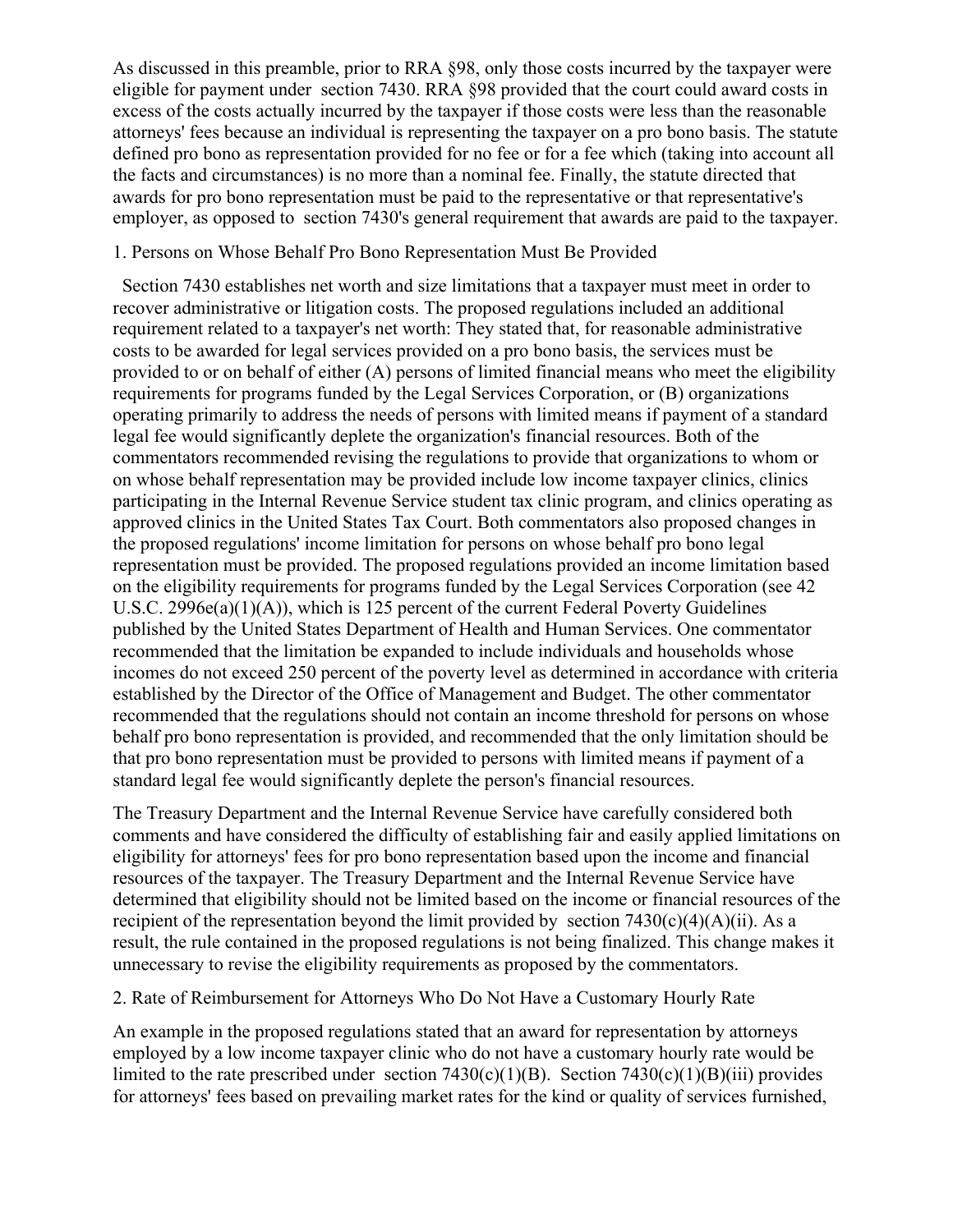As discussed in this preamble, prior to RRA §98, only those costs incurred by the taxpayer were eligible for payment under section 7430. RRA §98 provided that the court could award costs in excess of the costs actually incurred by the taxpayer if those costs were less than the reasonable attorneys' fees because an individual is representing the taxpayer on a pro bono basis. The statute defined pro bono as representation provided for no fee or for a fee which (taking into account all the facts and circumstances) is no more than a nominal fee. Finally, the statute directed that awards for pro bono representation must be paid to the representative or that representative's employer, as opposed to section 7430's general requirement that awards are paid to the taxpayer.

1. Persons on Whose Behalf Pro Bono Representation Must Be Provided

Section 7430 establishes net worth and size limitations that a taxpayer must meet in order to recover administrative or litigation costs. The proposed regulations included an additional requirement related to a taxpayer's net worth: They stated that, for reasonable administrative costs to be awarded for legal services provided on a pro bono basis, the services must be provided to or on behalf of either (A) persons of limited financial means who meet the eligibility requirements for programs funded by the Legal Services Corporation, or (B) organizations operating primarily to address the needs of persons with limited means if payment of a standard legal fee would significantly deplete the organization's financial resources. Both of the commentators recommended revising the regulations to provide that organizations to whom or on whose behalf representation may be provided include low income taxpayer clinics, clinics participating in the Internal Revenue Service student tax clinic program, and clinics operating as approved clinics in the United States Tax Court. Both commentators also proposed changes in the proposed regulations' income limitation for persons on whose behalf pro bono legal representation must be provided. The proposed regulations provided an income limitation based on the eligibility requirements for programs funded by the Legal Services Corporation (see 42 U.S.C. 2996e(a)(1)(A)), which is 125 percent of the current Federal Poverty Guidelines published by the United States Department of Health and Human Services. One commentator recommended that the limitation be expanded to include individuals and households whose incomes do not exceed 250 percent of the poverty level as determined in accordance with criteria established by the Director of the Office of Management and Budget. The other commentator recommended that the regulations should not contain an income threshold for persons on whose behalf pro bono representation is provided, and recommended that the only limitation should be that pro bono representation must be provided to persons with limited means if payment of a standard legal fee would significantly deplete the person's financial resources.

The Treasury Department and the Internal Revenue Service have carefully considered both comments and have considered the difficulty of establishing fair and easily applied limitations on eligibility for attorneys' fees for pro bono representation based upon the income and financial resources of the taxpayer. The Treasury Department and the Internal Revenue Service have determined that eligibility should not be limited based on the income or financial resources of the recipient of the representation beyond the limit provided by section 7430(c)(4)(A)(ii). As a result, the rule contained in the proposed regulations is not being finalized. This change makes it unnecessary to revise the eligibility requirements as proposed by the commentators.

2. Rate of Reimbursement for Attorneys Who Do Not Have a Customary Hourly Rate

An example in the proposed regulations stated that an award for representation by attorneys employed by a low income taxpayer clinic who do not have a customary hourly rate would be limited to the rate prescribed under section 7430(c)(1)(B). Section 7430(c)(1)(B)(iii) provides for attorneys' fees based on prevailing market rates for the kind or quality of services furnished,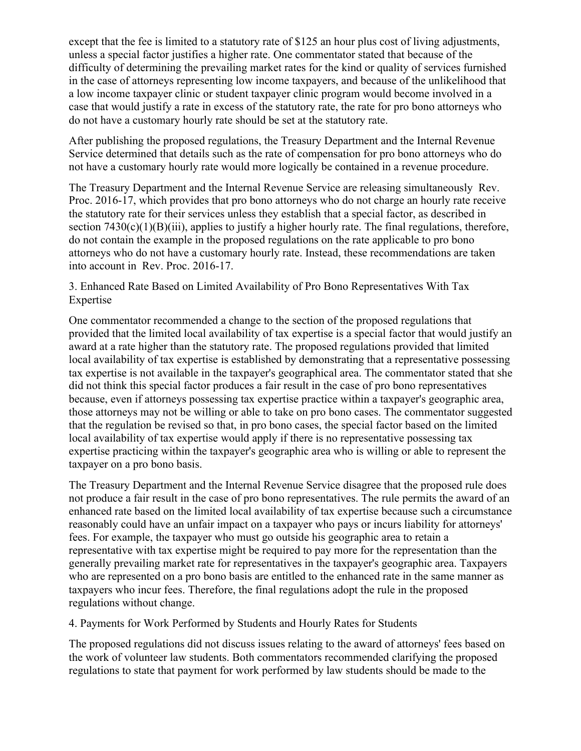except that the fee is limited to a statutory rate of $125 an hour plus cost of living adjustments, unless a special factor justifies a higher rate. One commentator stated that because of the difficulty of determining the prevailing market rates for the kind or quality of services furnished in the case of attorneys representing low income taxpayers, and because of the unlikelihood that a low income taxpayer clinic or student taxpayer clinic program would become involved in a case that would justify a rate in excess of the statutory rate, the rate for pro bono attorneys who do not have a customary hourly rate should be set at the statutory rate.

After publishing the proposed regulations, the Treasury Department and the Internal Revenue Service determined that details such as the rate of compensation for pro bono attorneys who do not have a customary hourly rate would more logically be contained in a revenue procedure.

The Treasury Department and the Internal Revenue Service are releasing simultaneously Rev. Proc. 2016-17, which provides that pro bono attorneys who do not charge an hourly rate receive the statutory rate for their services unless they establish that a special factor, as described in section 7430(c)(1)(B)(iii), applies to justify a higher hourly rate. The final regulations, therefore, do not contain the example in the proposed regulations on the rate applicable to pro bono attorneys who do not have a customary hourly rate. Instead, these recommendations are taken into account in Rev. Proc. 2016-17.

3. Enhanced Rate Based on Limited Availability of Pro Bono Representatives With Tax Expertise

One commentator recommended a change to the section of the proposed regulations that provided that the limited local availability of tax expertise is a special factor that would justify an award at a rate higher than the statutory rate. The proposed regulations provided that limited local availability of tax expertise is established by demonstrating that a representative possessing tax expertise is not available in the taxpayer's geographical area. The commentator stated that she did not think this special factor produces a fair result in the case of pro bono representatives because, even if attorneys possessing tax expertise practice within a taxpayer's geographic area, those attorneys may not be willing or able to take on pro bono cases. The commentator suggested that the regulation be revised so that, in pro bono cases, the special factor based on the limited local availability of tax expertise would apply if there is no representative possessing tax expertise practicing within the taxpayer's geographic area who is willing or able to represent the taxpayer on a pro bono basis.

The Treasury Department and the Internal Revenue Service disagree that the proposed rule does not produce a fair result in the case of pro bono representatives. The rule permits the award of an enhanced rate based on the limited local availability of tax expertise because such a circumstance reasonably could have an unfair impact on a taxpayer who pays or incurs liability for attorneys' fees. For example, the taxpayer who must go outside his geographic area to retain a representative with tax expertise might be required to pay more for the representation than the generally prevailing market rate for representatives in the taxpayer's geographic area. Taxpayers who are represented on a pro bono basis are entitled to the enhanced rate in the same manner as taxpayers who incur fees. Therefore, the final regulations adopt the rule in the proposed regulations without change.

4. Payments for Work Performed by Students and Hourly Rates for Students

The proposed regulations did not discuss issues relating to the award of attorneys' fees based on the work of volunteer law students. Both commentators recommended clarifying the proposed regulations to state that payment for work performed by law students should be made to the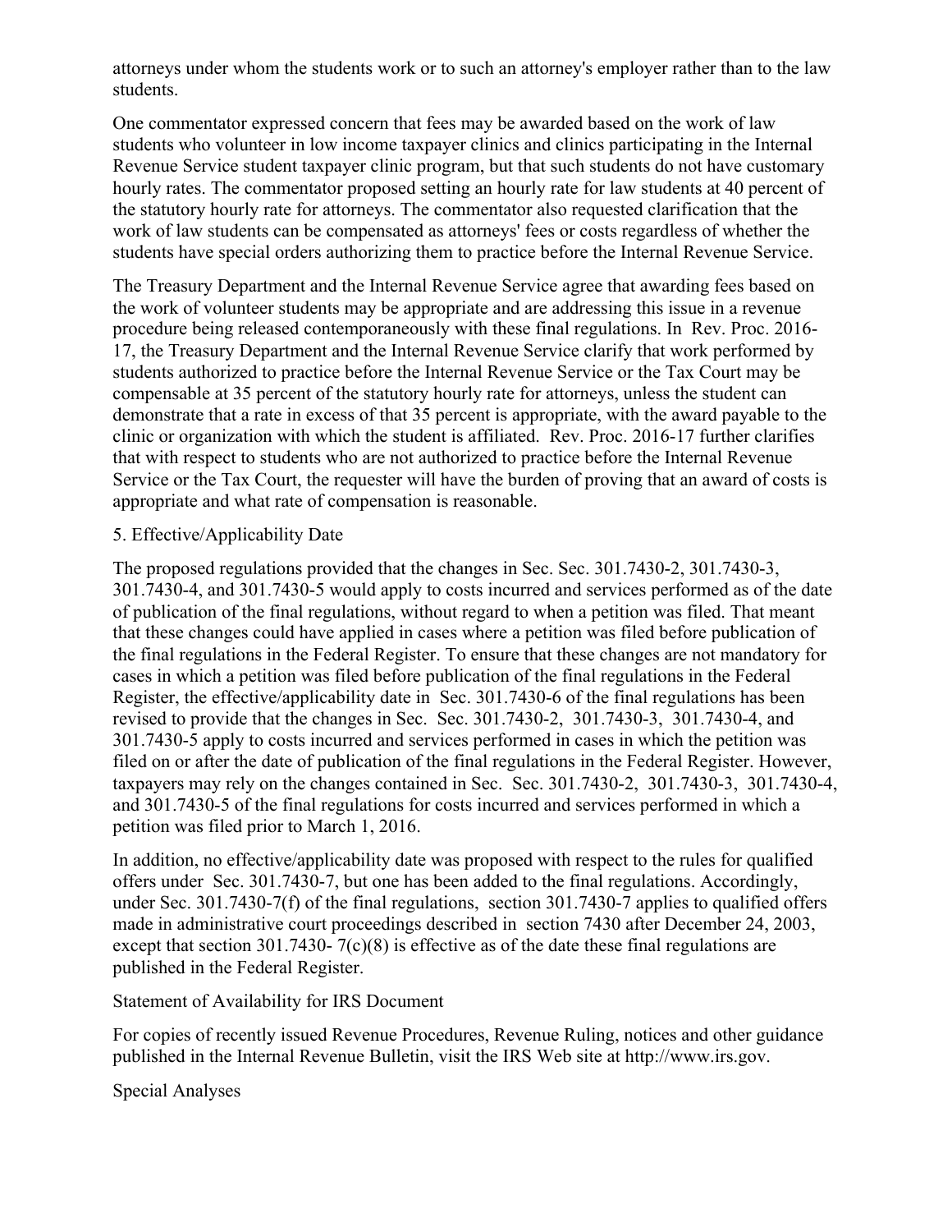attorneys under whom the students work or to such an attorney's employer rather than to the law students.

One commentator expressed concern that fees may be awarded based on the work of law students who volunteer in low income taxpayer clinics and clinics participating in the Internal Revenue Service student taxpayer clinic program, but that such students do not have customary hourly rates. The commentator proposed setting an hourly rate for law students at 40 percent of the statutory hourly rate for attorneys. The commentator also requested clarification that the work of law students can be compensated as attorneys' fees or costs regardless of whether the students have special orders authorizing them to practice before the Internal Revenue Service.

The Treasury Department and the Internal Revenue Service agree that awarding fees based on the work of volunteer students may be appropriate and are addressing this issue in a revenue procedure being released contemporaneously with these final regulations. In Rev. Proc. 2016-17, the Treasury Department and the Internal Revenue Service clarify that work performed by students authorized to practice before the Internal Revenue Service or the Tax Court may be compensable at 35 percent of the statutory hourly rate for attorneys, unless the student can demonstrate that a rate in excess of that 35 percent is appropriate, with the award payable to the clinic or organization with which the student is affiliated. Rev. Proc. 2016-17 further clarifies that with respect to students who are not authorized to practice before the Internal Revenue Service or the Tax Court, the requester will have the burden of proving that an award of costs is appropriate and what rate of compensation is reasonable.

5. Effective/Applicability Date

The proposed regulations provided that the changes in Sec. Sec. 301.7430-2, 301.7430-3, 301.7430-4, and 301.7430-5 would apply to costs incurred and services performed as of the date of publication of the final regulations, without regard to when a petition was filed. That meant that these changes could have applied in cases where a petition was filed before publication of the final regulations in the Federal Register. To ensure that these changes are not mandatory for cases in which a petition was filed before publication of the final regulations in the Federal Register, the effective/applicability date in Sec. 301.7430-6 of the final regulations has been revised to provide that the changes in Sec. Sec. 301.7430-2, 301.7430-3, 301.7430-4, and 301.7430-5 apply to costs incurred and services performed in cases in which the petition was filed on or after the date of publication of the final regulations in the Federal Register. However, taxpayers may rely on the changes contained in Sec. Sec. 301.7430-2, 301.7430-3, 301.7430-4, and 301.7430-5 of the final regulations for costs incurred and services performed in which a petition was filed prior to March 1, 2016.

In addition, no effective/applicability date was proposed with respect to the rules for qualified offers under Sec. 301.7430-7, but one has been added to the final regulations. Accordingly, under Sec. 301.7430-7(f) of the final regulations, section 301.7430-7 applies to qualified offers made in administrative court proceedings described in section 7430 after December 24, 2003, except that section 301.7430- 7(c)(8) is effective as of the date these final regulations are published in the Federal Register.

Statement of Availability for IRS Document

For copies of recently issued Revenue Procedures, Revenue Ruling, notices and other guidance published in the Internal Revenue Bulletin, visit the IRS Web site at http://www.irs.gov.

Special Analyses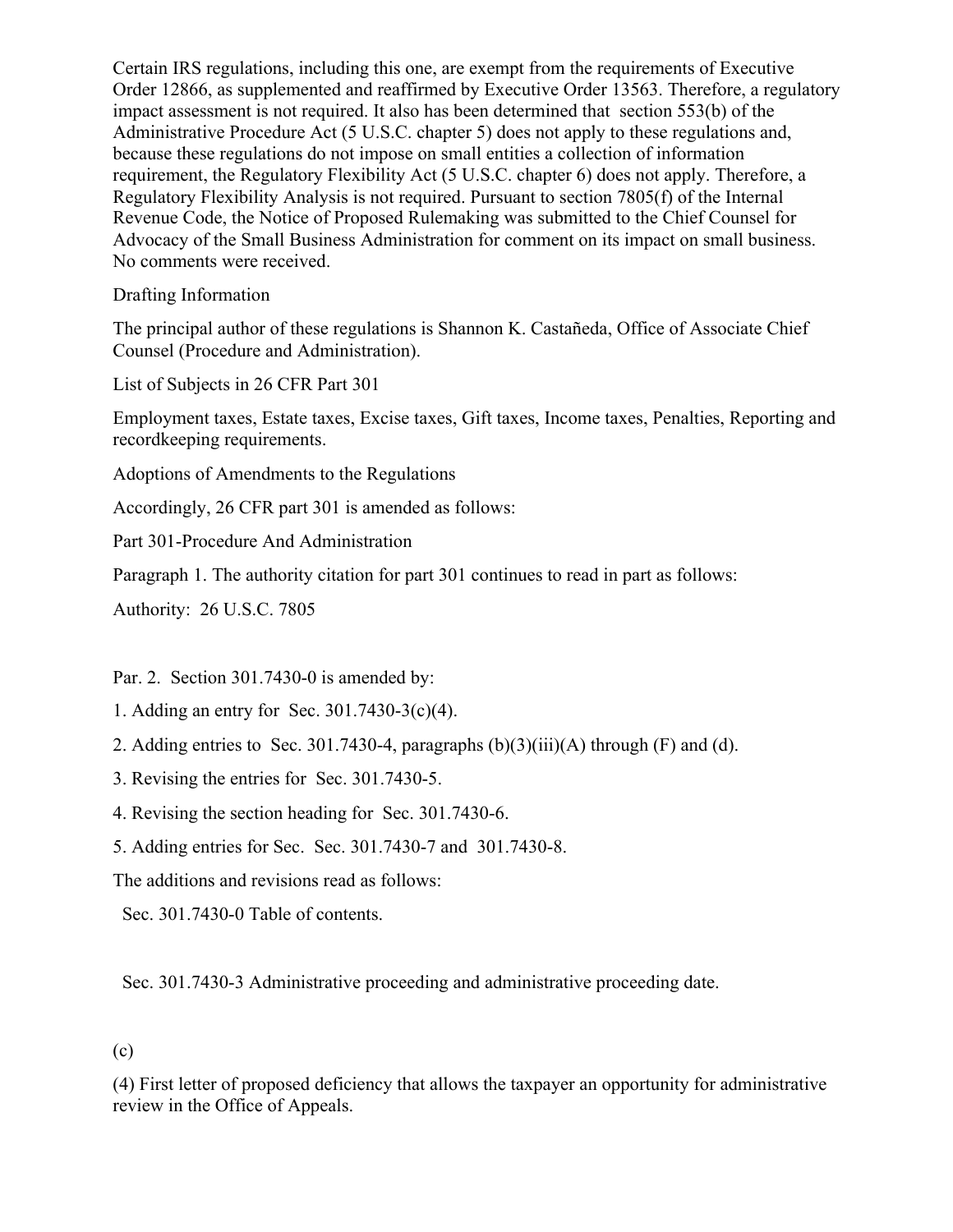Certain IRS regulations, including this one, are exempt from the requirements of Executive Order 12866, as supplemented and reaffirmed by Executive Order 13563. Therefore, a regulatory impact assessment is not required. It also has been determined that section 553(b) of the Administrative Procedure Act (5 U.S.C. chapter 5) does not apply to these regulations and, because these regulations do not impose on small entities a collection of information requirement, the Regulatory Flexibility Act (5 U.S.C. chapter 6) does not apply. Therefore, a Regulatory Flexibility Analysis is not required. Pursuant to section 7805(f) of the Internal Revenue Code, the Notice of Proposed Rulemaking was submitted to the Chief Counsel for Advocacy of the Small Business Administration for comment on its impact on small business. No comments were received.

Drafting Information

The principal author of these regulations is Shannon K. Castañeda, Office of Associate Chief Counsel (Procedure and Administration).

List of Subjects in 26 CFR Part 301

Employment taxes, Estate taxes, Excise taxes, Gift taxes, Income taxes, Penalties, Reporting and recordkeeping requirements.

Adoptions of Amendments to the Regulations

Accordingly, 26 CFR part 301 is amended as follows:

Part 301-Procedure And Administration

Paragraph 1. The authority citation for part 301 continues to read in part as follows:

Authority: 26 U.S.C. 7805

Par. 2. Section 301.7430-0 is amended by:

1. Adding an entry for Sec. 301.7430-3(c)(4).
2. Adding entries to Sec. 301.7430-4, paragraphs (b)(3)(iii)(A) through (F) and (d).
3. Revising the entries for Sec. 301.7430-5.
4. Revising the section heading for Sec. 301.7430-6.
5. Adding entries for Sec. Sec. 301.7430-7 and 301.7430-8.

The additions and revisions read as follows:

Sec. 301.7430-0 Table of contents.

Sec. 301.7430-3 Administrative proceeding and administrative proceeding date.

(c)

(4) First letter of proposed deficiency that allows the taxpayer an opportunity for administrative review in the Office of Appeals.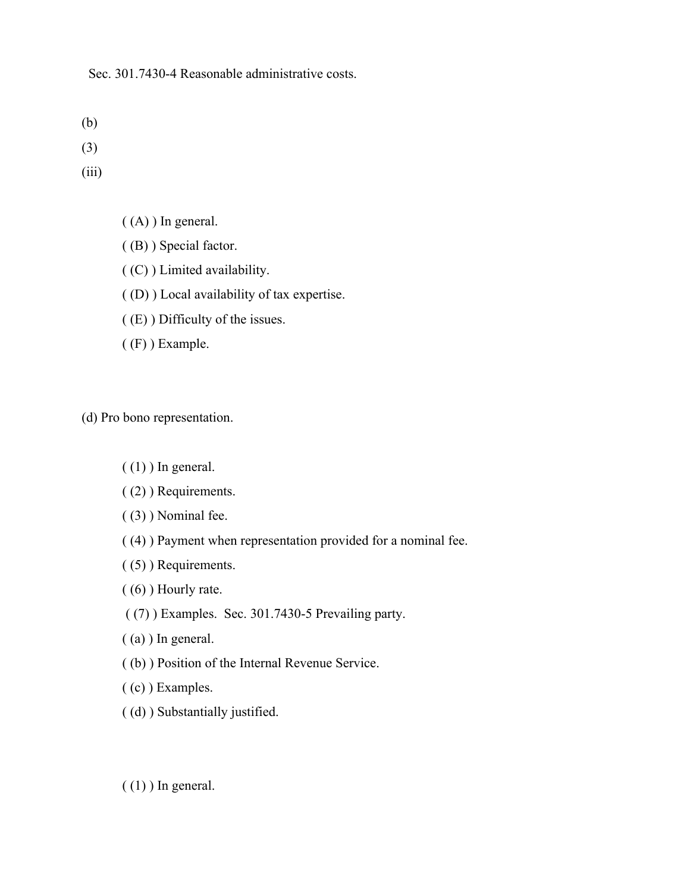Sec. 301.7430-4 Reasonable administrative costs.

(b)

(3)

(iii)

( (A) ) In general.

( (B) ) Special factor.

( (C) ) Limited availability.

( (D) ) Local availability of tax expertise.

( (E) ) Difficulty of the issues.

( (F) ) Example.

(d) Pro bono representation.

( (1) ) In general.

( (2) ) Requirements.

( (3) ) Nominal fee.

( (4) ) Payment when representation provided for a nominal fee.

( (5) ) Requirements.

( (6) ) Hourly rate.

( (7) ) Examples. Sec. 301.7430-5 Prevailing party.

( (a) ) In general.

( (b) ) Position of the Internal Revenue Service.

( (c) ) Examples.

( (d) ) Substantially justified.

( (1) ) In general.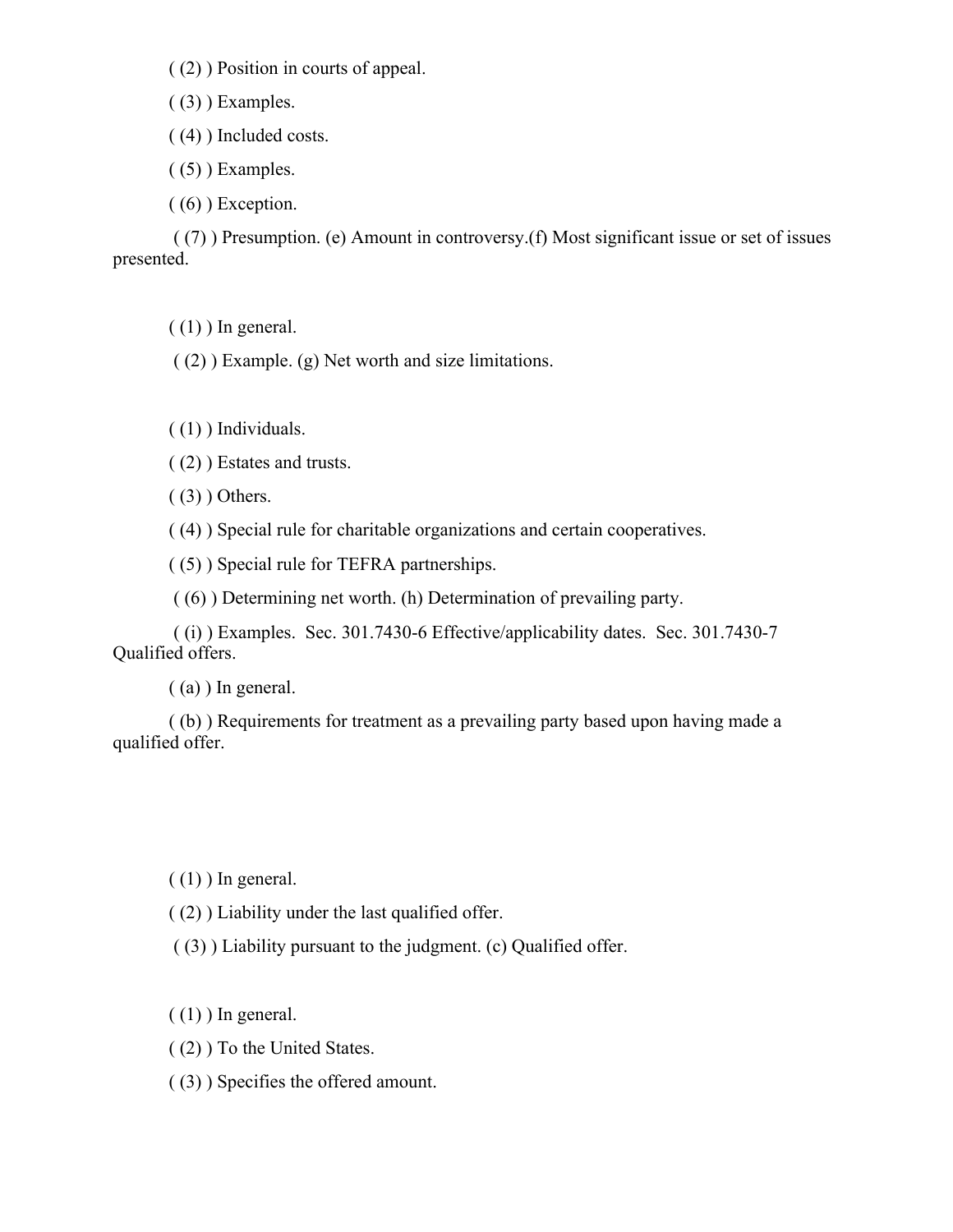( (2) ) Position in courts of appeal.

( (3) ) Examples.

( (4) ) Included costs.

( (5) ) Examples.

( (6) ) Exception.

( (7) ) Presumption. (e) Amount in controversy.(f) Most significant issue or set of issues presented.

( (1) ) In general.

( (2) ) Example. (g) Net worth and size limitations.

( (1) ) Individuals.

( (2) ) Estates and trusts.

( (3) ) Others.

( (4) ) Special rule for charitable organizations and certain cooperatives.

( (5) ) Special rule for TEFRA partnerships.

( (6) ) Determining net worth. (h) Determination of prevailing party.

( (i) ) Examples. Sec. 301.7430-6 Effective/applicability dates. Sec. 301.7430-7 Qualified offers.

( (a) ) In general.

( (b) ) Requirements for treatment as a prevailing party based upon having made a qualified offer.

( (1) ) In general.

( (2) ) Liability under the last qualified offer.

( (3) ) Liability pursuant to the judgment. (c) Qualified offer.

( (1) ) In general.

( (2) ) To the United States.

( (3) ) Specifies the offered amount.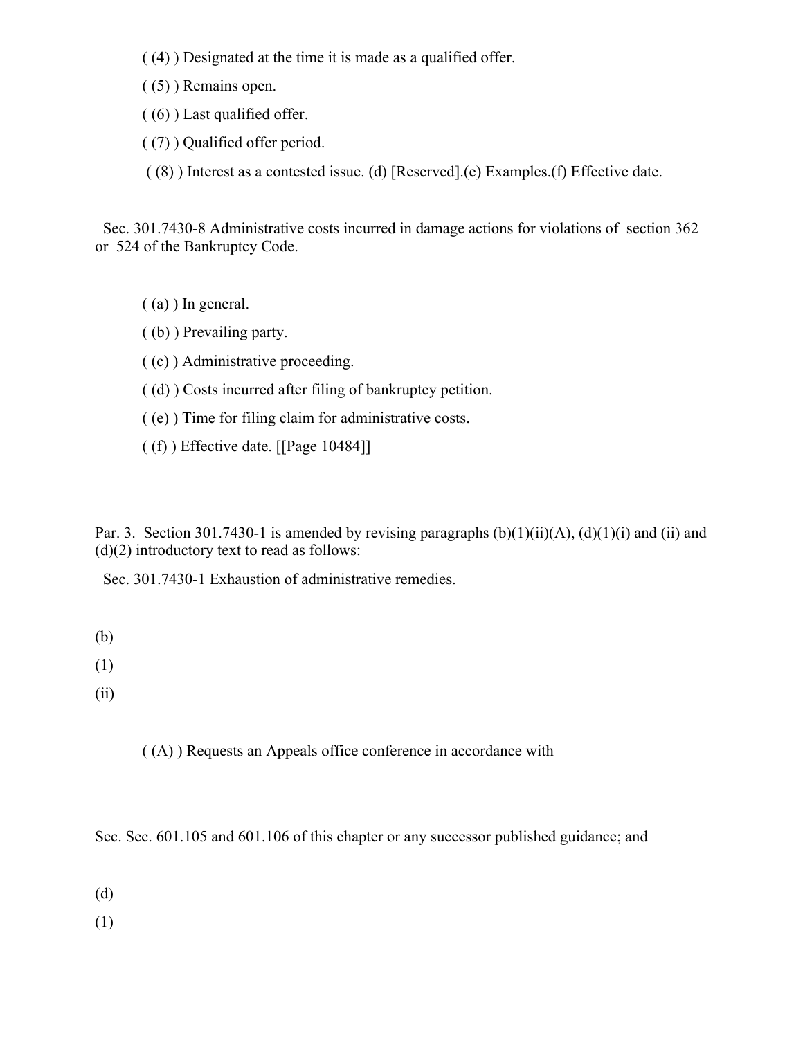( (4) ) Designated at the time it is made as a qualified offer.

( (5) ) Remains open.

( (6) ) Last qualified offer.

( (7) ) Qualified offer period.

( (8) ) Interest as a contested issue. (d) [Reserved].(e) Examples.(f) Effective date.

Sec. 301.7430-8 Administrative costs incurred in damage actions for violations of section 362 or 524 of the Bankruptcy Code.

( (a) ) In general.

( (b) ) Prevailing party.

( (c) ) Administrative proceeding.

( (d) ) Costs incurred after filing of bankruptcy petition.

( (e) ) Time for filing claim for administrative costs.

( (f) ) Effective date. [[Page 10484]]

Par. 3. Section 301.7430-1 is amended by revising paragraphs (b)(1)(ii)(A), (d)(1)(i) and (ii) and (d)(2) introductory text to read as follows:

Sec. 301.7430-1 Exhaustion of administrative remedies.

(b)

(1)

(ii)

( (A) ) Requests an Appeals office conference in accordance with

Sec. Sec. 601.105 and 601.106 of this chapter or any successor published guidance; and

(d)

(1)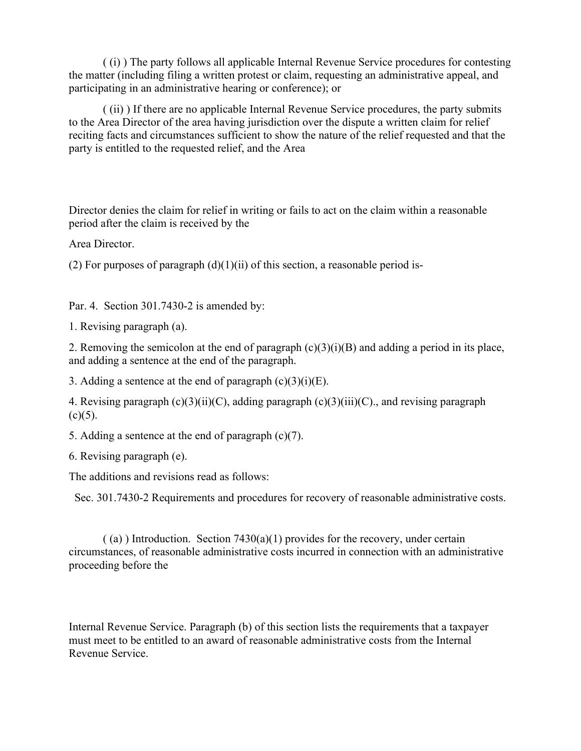( (i) ) The party follows all applicable Internal Revenue Service procedures for contesting the matter (including filing a written protest or claim, requesting an administrative appeal, and participating in an administrative hearing or conference); or

( (ii) ) If there are no applicable Internal Revenue Service procedures, the party submits to the Area Director of the area having jurisdiction over the dispute a written claim for relief reciting facts and circumstances sufficient to show the nature of the relief requested and that the party is entitled to the requested relief, and the Area

Director denies the claim for relief in writing or fails to act on the claim within a reasonable period after the claim is received by the

Area Director.

(2) For purposes of paragraph (d)(1)(ii) of this section, a reasonable period is-

Par. 4. Section 301.7430-2 is amended by:

1. Revising paragraph (a).

2. Removing the semicolon at the end of paragraph (c)(3)(i)(B) and adding a period in its place, and adding a sentence at the end of the paragraph.

3. Adding a sentence at the end of paragraph (c)(3)(i)(E).

4. Revising paragraph (c)(3)(ii)(C), adding paragraph (c)(3)(iii)(C)., and revising paragraph (c)(5).

5. Adding a sentence at the end of paragraph (c)(7).

6. Revising paragraph (e).

The additions and revisions read as follows:

Sec. 301.7430-2 Requirements and procedures for recovery of reasonable administrative costs.

( (a) ) Introduction. Section 7430(a)(1) provides for the recovery, under certain circumstances, of reasonable administrative costs incurred in connection with an administrative proceeding before the

Internal Revenue Service. Paragraph (b) of this section lists the requirements that a taxpayer must meet to be entitled to an award of reasonable administrative costs from the Internal Revenue Service.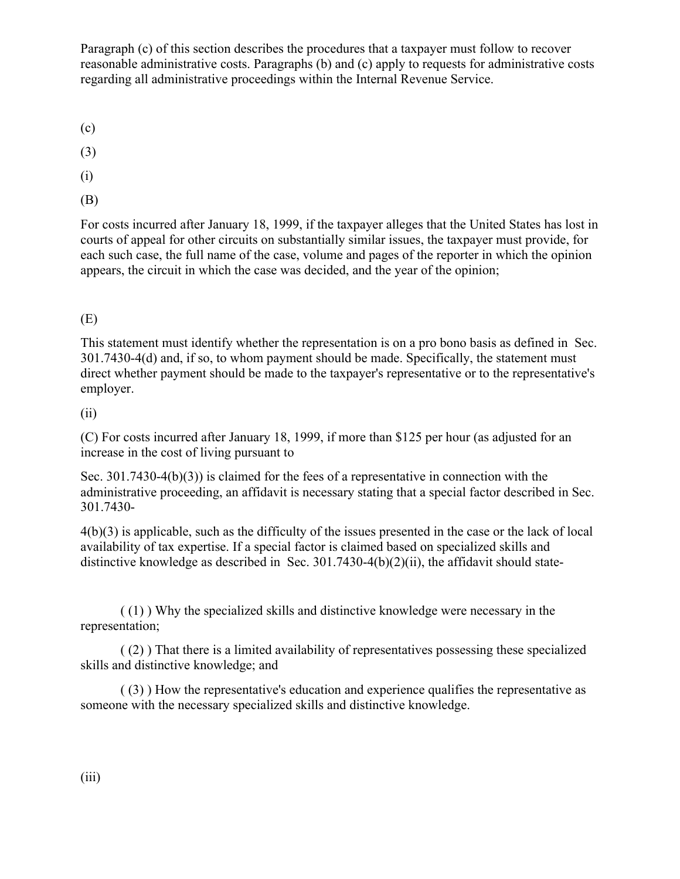Paragraph (c) of this section describes the procedures that a taxpayer must follow to recover reasonable administrative costs. Paragraphs (b) and (c) apply to requests for administrative costs regarding all administrative proceedings within the Internal Revenue Service.

(c)

(3)

(i)

(B)

For costs incurred after January 18, 1999, if the taxpayer alleges that the United States has lost in courts of appeal for other circuits on substantially similar issues, the taxpayer must provide, for each such case, the full name of the case, volume and pages of the reporter in which the opinion appears, the circuit in which the case was decided, and the year of the opinion;

(E)

This statement must identify whether the representation is on a pro bono basis as defined in Sec. 301.7430-4(d) and, if so, to whom payment should be made. Specifically, the statement must direct whether payment should be made to the taxpayer's representative or to the representative's employer.

(ii)

(C) For costs incurred after January 18, 1999, if more than $125 per hour (as adjusted for an increase in the cost of living pursuant to

Sec. 301.7430-4(b)(3)) is claimed for the fees of a representative in connection with the administrative proceeding, an affidavit is necessary stating that a special factor described in Sec. 301.7430-

4(b)(3) is applicable, such as the difficulty of the issues presented in the case or the lack of local availability of tax expertise. If a special factor is claimed based on specialized skills and distinctive knowledge as described in Sec. 301.7430-4(b)(2)(ii), the affidavit should state-

( (1) ) Why the specialized skills and distinctive knowledge were necessary in the representation;

( (2) ) That there is a limited availability of representatives possessing these specialized skills and distinctive knowledge; and

( (3) ) How the representative's education and experience qualifies the representative as someone with the necessary specialized skills and distinctive knowledge.

(iii)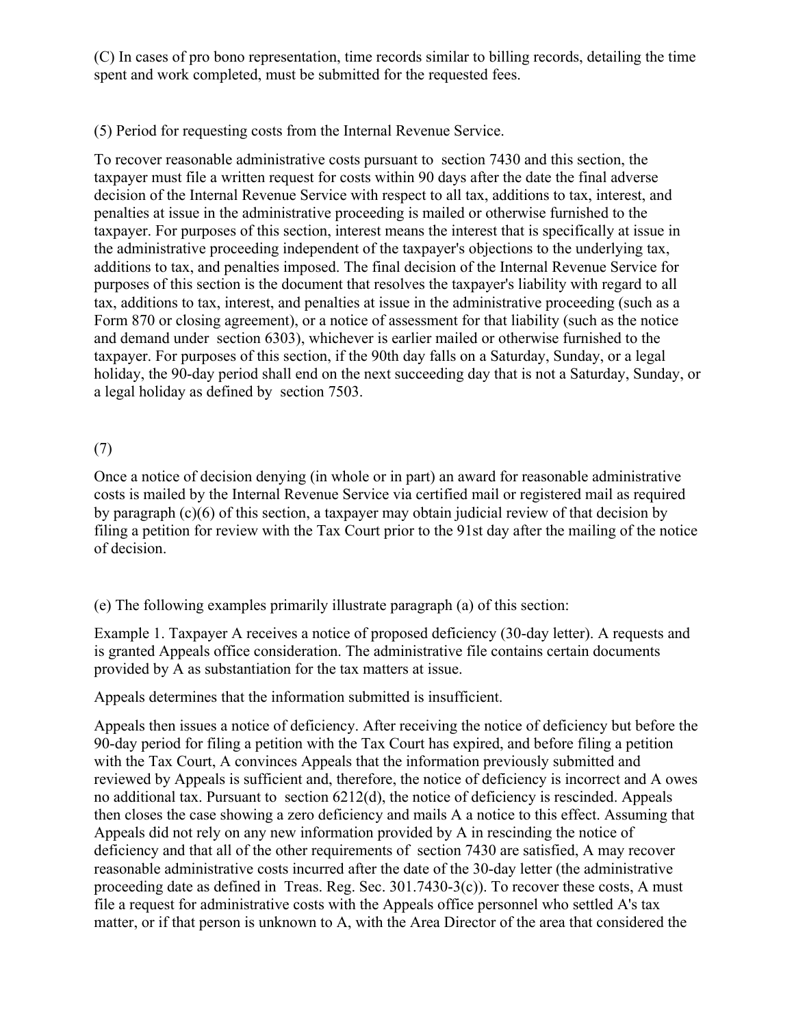(C) In cases of pro bono representation, time records similar to billing records, detailing the time spent and work completed, must be submitted for the requested fees.

(5) Period for requesting costs from the Internal Revenue Service.

To recover reasonable administrative costs pursuant to section 7430 and this section, the taxpayer must file a written request for costs within 90 days after the date the final adverse decision of the Internal Revenue Service with respect to all tax, additions to tax, interest, and penalties at issue in the administrative proceeding is mailed or otherwise furnished to the taxpayer. For purposes of this section, interest means the interest that is specifically at issue in the administrative proceeding independent of the taxpayer's objections to the underlying tax, additions to tax, and penalties imposed. The final decision of the Internal Revenue Service for purposes of this section is the document that resolves the taxpayer's liability with regard to all tax, additions to tax, interest, and penalties at issue in the administrative proceeding (such as a Form 870 or closing agreement), or a notice of assessment for that liability (such as the notice and demand under section 6303), whichever is earlier mailed or otherwise furnished to the taxpayer. For purposes of this section, if the 90th day falls on a Saturday, Sunday, or a legal holiday, the 90-day period shall end on the next succeeding day that is not a Saturday, Sunday, or a legal holiday as defined by section 7503.

(7)

Once a notice of decision denying (in whole or in part) an award for reasonable administrative costs is mailed by the Internal Revenue Service via certified mail or registered mail as required by paragraph (c)(6) of this section, a taxpayer may obtain judicial review of that decision by filing a petition for review with the Tax Court prior to the 91st day after the mailing of the notice of decision.

(e) The following examples primarily illustrate paragraph (a) of this section:

Example 1. Taxpayer A receives a notice of proposed deficiency (30-day letter). A requests and is granted Appeals office consideration. The administrative file contains certain documents provided by A as substantiation for the tax matters at issue.

Appeals determines that the information submitted is insufficient.

Appeals then issues a notice of deficiency. After receiving the notice of deficiency but before the 90-day period for filing a petition with the Tax Court has expired, and before filing a petition with the Tax Court, A convinces Appeals that the information previously submitted and reviewed by Appeals is sufficient and, therefore, the notice of deficiency is incorrect and A owes no additional tax. Pursuant to section 6212(d), the notice of deficiency is rescinded. Appeals then closes the case showing a zero deficiency and mails A a notice to this effect. Assuming that Appeals did not rely on any new information provided by A in rescinding the notice of deficiency and that all of the other requirements of section 7430 are satisfied, A may recover reasonable administrative costs incurred after the date of the 30-day letter (the administrative proceeding date as defined in Treas. Reg. Sec. 301.7430-3(c)). To recover these costs, A must file a request for administrative costs with the Appeals office personnel who settled A's tax matter, or if that person is unknown to A, with the Area Director of the area that considered the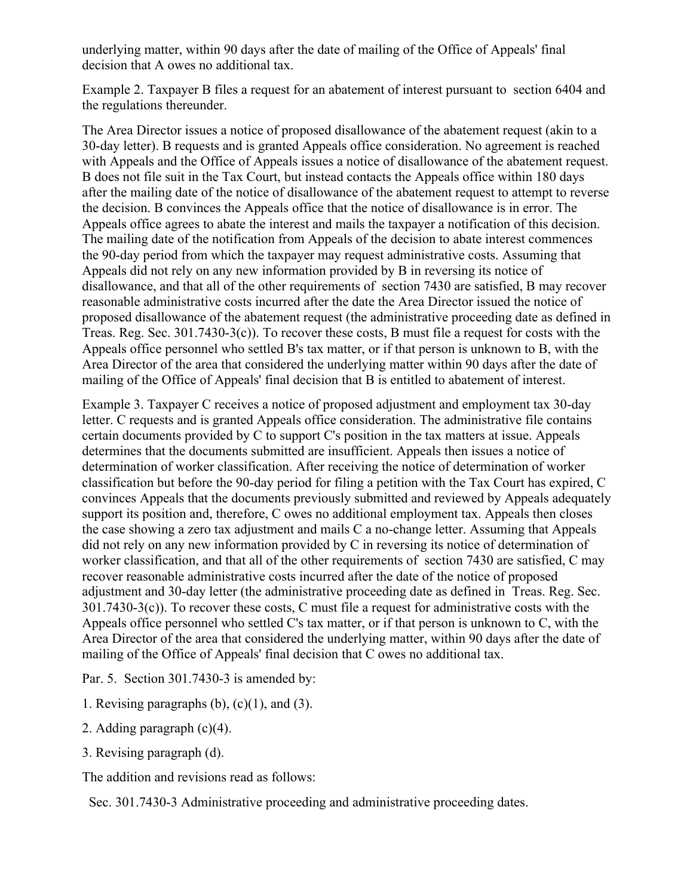underlying matter, within 90 days after the date of mailing of the Office of Appeals' final decision that A owes no additional tax.

Example 2. Taxpayer B files a request for an abatement of interest pursuant to section 6404 and the regulations thereunder.

The Area Director issues a notice of proposed disallowance of the abatement request (akin to a 30-day letter). B requests and is granted Appeals office consideration. No agreement is reached with Appeals and the Office of Appeals issues a notice of disallowance of the abatement request. B does not file suit in the Tax Court, but instead contacts the Appeals office within 180 days after the mailing date of the notice of disallowance of the abatement request to attempt to reverse the decision. B convinces the Appeals office that the notice of disallowance is in error. The Appeals office agrees to abate the interest and mails the taxpayer a notification of this decision. The mailing date of the notification from Appeals of the decision to abate interest commences the 90-day period from which the taxpayer may request administrative costs. Assuming that Appeals did not rely on any new information provided by B in reversing its notice of disallowance, and that all of the other requirements of section 7430 are satisfied, B may recover reasonable administrative costs incurred after the date the Area Director issued the notice of proposed disallowance of the abatement request (the administrative proceeding date as defined in Treas. Reg. Sec. 301.7430-3(c)). To recover these costs, B must file a request for costs with the Appeals office personnel who settled B's tax matter, or if that person is unknown to B, with the Area Director of the area that considered the underlying matter within 90 days after the date of mailing of the Office of Appeals' final decision that B is entitled to abatement of interest.

Example 3. Taxpayer C receives a notice of proposed adjustment and employment tax 30-day letter. C requests and is granted Appeals office consideration. The administrative file contains certain documents provided by C to support C's position in the tax matters at issue. Appeals determines that the documents submitted are insufficient. Appeals then issues a notice of determination of worker classification. After receiving the notice of determination of worker classification but before the 90-day period for filing a petition with the Tax Court has expired, C convinces Appeals that the documents previously submitted and reviewed by Appeals adequately support its position and, therefore, C owes no additional employment tax. Appeals then closes the case showing a zero tax adjustment and mails C a no-change letter. Assuming that Appeals did not rely on any new information provided by C in reversing its notice of determination of worker classification, and that all of the other requirements of section 7430 are satisfied, C may recover reasonable administrative costs incurred after the date of the notice of proposed adjustment and 30-day letter (the administrative proceeding date as defined in Treas. Reg. Sec. 301.7430-3(c)). To recover these costs, C must file a request for administrative costs with the Appeals office personnel who settled C's tax matter, or if that person is unknown to C, with the Area Director of the area that considered the underlying matter, within 90 days after the date of mailing of the Office of Appeals' final decision that C owes no additional tax.

Par. 5. Section 301.7430-3 is amended by:

1. Revising paragraphs (b), (c)(1), and (3).

2. Adding paragraph (c)(4).

3. Revising paragraph (d).

The addition and revisions read as follows:

Sec. 301.7430-3 Administrative proceeding and administrative proceeding dates.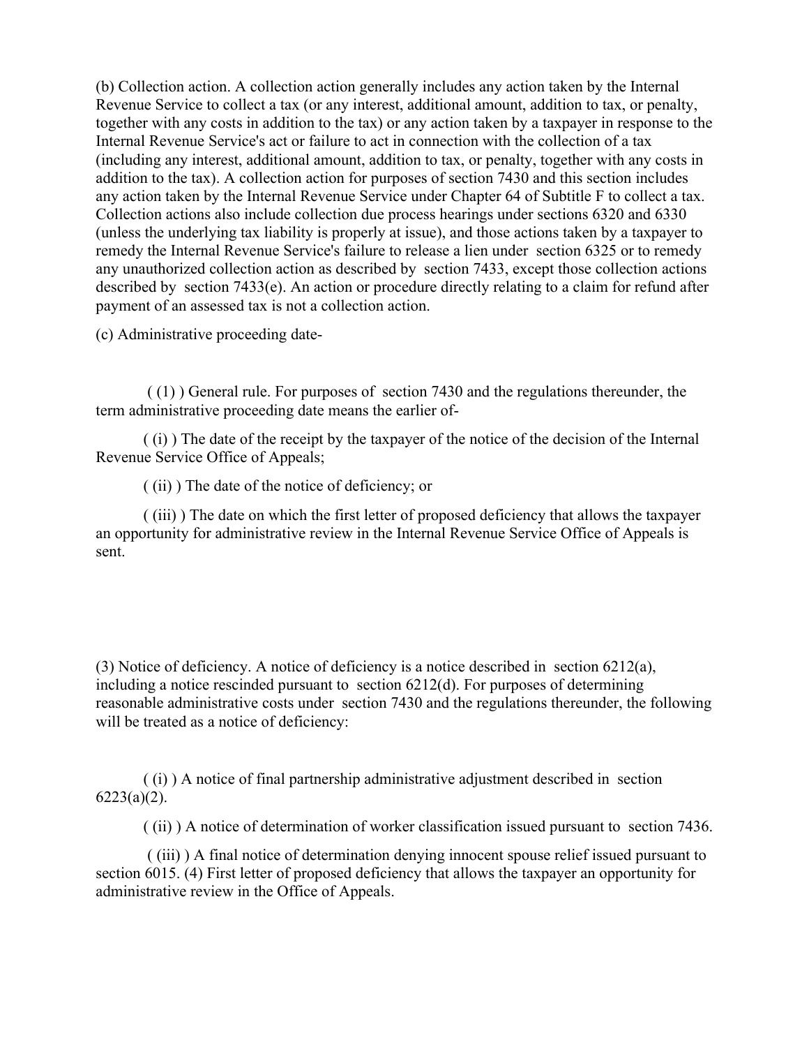(b) Collection action. A collection action generally includes any action taken by the Internal Revenue Service to collect a tax (or any interest, additional amount, addition to tax, or penalty, together with any costs in addition to the tax) or any action taken by a taxpayer in response to the Internal Revenue Service's act or failure to act in connection with the collection of a tax (including any interest, additional amount, addition to tax, or penalty, together with any costs in addition to the tax). A collection action for purposes of section 7430 and this section includes any action taken by the Internal Revenue Service under Chapter 64 of Subtitle F to collect a tax. Collection actions also include collection due process hearings under sections 6320 and 6330 (unless the underlying tax liability is properly at issue), and those actions taken by a taxpayer to remedy the Internal Revenue Service's failure to release a lien under section 6325 or to remedy any unauthorized collection action as described by section 7433, except those collection actions described by section 7433(e). An action or procedure directly relating to a claim for refund after payment of an assessed tax is not a collection action.

(c) Administrative proceeding date-

( (1) ) General rule. For purposes of section 7430 and the regulations thereunder, the term administrative proceeding date means the earlier of-

( (i) ) The date of the receipt by the taxpayer of the notice of the decision of the Internal Revenue Service Office of Appeals;

( (ii) ) The date of the notice of deficiency; or

( (iii) ) The date on which the first letter of proposed deficiency that allows the taxpayer an opportunity for administrative review in the Internal Revenue Service Office of Appeals is sent.

(3) Notice of deficiency. A notice of deficiency is a notice described in section 6212(a), including a notice rescinded pursuant to section 6212(d). For purposes of determining reasonable administrative costs under section 7430 and the regulations thereunder, the following will be treated as a notice of deficiency:

( (i) ) A notice of final partnership administrative adjustment described in section 6223(a)(2).

( (ii) ) A notice of determination of worker classification issued pursuant to section 7436.

( (iii) ) A final notice of determination denying innocent spouse relief issued pursuant to section 6015. (4) First letter of proposed deficiency that allows the taxpayer an opportunity for administrative review in the Office of Appeals.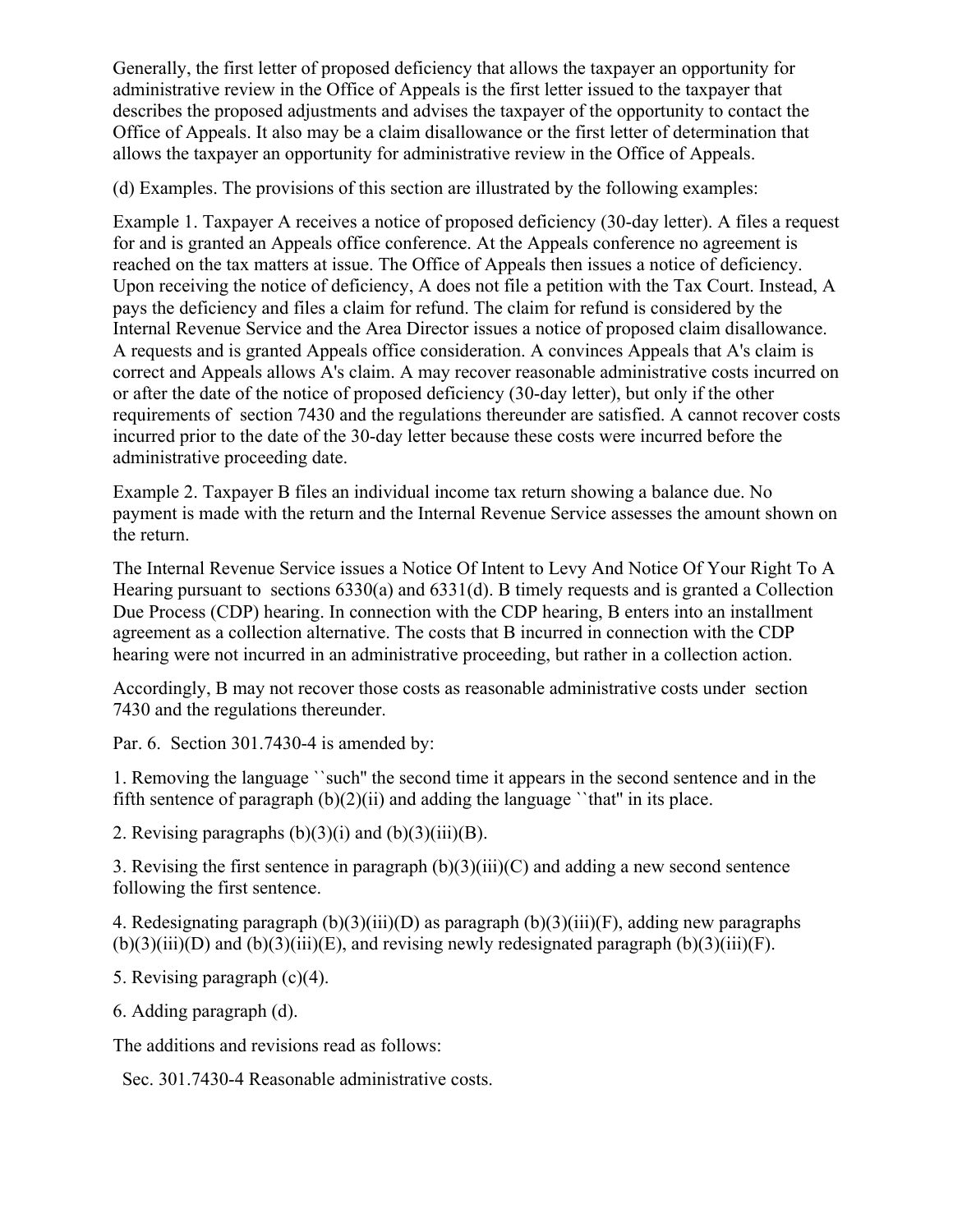Generally, the first letter of proposed deficiency that allows the taxpayer an opportunity for administrative review in the Office of Appeals is the first letter issued to the taxpayer that describes the proposed adjustments and advises the taxpayer of the opportunity to contact the Office of Appeals. It also may be a claim disallowance or the first letter of determination that allows the taxpayer an opportunity for administrative review in the Office of Appeals.

(d) Examples. The provisions of this section are illustrated by the following examples:

Example 1. Taxpayer A receives a notice of proposed deficiency (30-day letter). A files a request for and is granted an Appeals office conference. At the Appeals conference no agreement is reached on the tax matters at issue. The Office of Appeals then issues a notice of deficiency. Upon receiving the notice of deficiency, A does not file a petition with the Tax Court. Instead, A pays the deficiency and files a claim for refund. The claim for refund is considered by the Internal Revenue Service and the Area Director issues a notice of proposed claim disallowance. A requests and is granted Appeals office consideration. A convinces Appeals that A's claim is correct and Appeals allows A's claim. A may recover reasonable administrative costs incurred on or after the date of the notice of proposed deficiency (30-day letter), but only if the other requirements of section 7430 and the regulations thereunder are satisfied. A cannot recover costs incurred prior to the date of the 30-day letter because these costs were incurred before the administrative proceeding date.

Example 2. Taxpayer B files an individual income tax return showing a balance due. No payment is made with the return and the Internal Revenue Service assesses the amount shown on the return.

The Internal Revenue Service issues a Notice Of Intent to Levy And Notice Of Your Right To A Hearing pursuant to sections 6330(a) and 6331(d). B timely requests and is granted a Collection Due Process (CDP) hearing. In connection with the CDP hearing, B enters into an installment agreement as a collection alternative. The costs that B incurred in connection with the CDP hearing were not incurred in an administrative proceeding, but rather in a collection action.

Accordingly, B may not recover those costs as reasonable administrative costs under section 7430 and the regulations thereunder.

Par. 6. Section 301.7430-4 is amended by:

1. Removing the language ``such'' the second time it appears in the second sentence and in the fifth sentence of paragraph (b)(2)(ii) and adding the language ``that'' in its place.

2. Revising paragraphs (b)(3)(i) and (b)(3)(iii)(B).

3. Revising the first sentence in paragraph (b)(3)(iii)(C) and adding a new second sentence following the first sentence.

4. Redesignating paragraph (b)(3)(iii)(D) as paragraph (b)(3)(iii)(F), adding new paragraphs (b)(3)(iii)(D) and (b)(3)(iii)(E), and revising newly redesignated paragraph (b)(3)(iii)(F).

5. Revising paragraph (c)(4).

6. Adding paragraph (d).

The additions and revisions read as follows:

Sec. 301.7430-4 Reasonable administrative costs.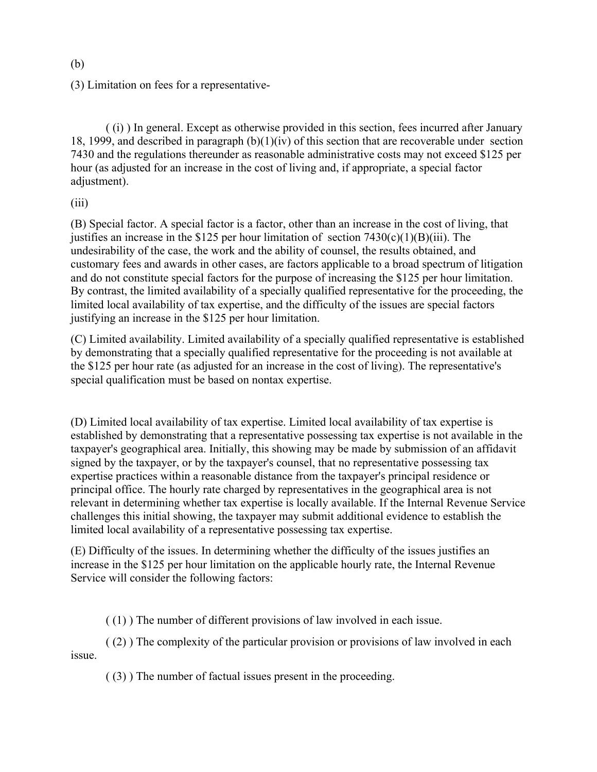(b)

(3) Limitation on fees for a representative-

( (i) ) In general. Except as otherwise provided in this section, fees incurred after January 18, 1999, and described in paragraph (b)(1)(iv) of this section that are recoverable under section 7430 and the regulations thereunder as reasonable administrative costs may not exceed $125 per hour (as adjusted for an increase in the cost of living and, if appropriate, a special factor adjustment).

(iii)

(B) Special factor. A special factor is a factor, other than an increase in the cost of living, that justifies an increase in the $125 per hour limitation of section 7430(c)(1)(B)(iii). The undesirability of the case, the work and the ability of counsel, the results obtained, and customary fees and awards in other cases, are factors applicable to a broad spectrum of litigation and do not constitute special factors for the purpose of increasing the $125 per hour limitation. By contrast, the limited availability of a specially qualified representative for the proceeding, the limited local availability of tax expertise, and the difficulty of the issues are special factors justifying an increase in the $125 per hour limitation.

(C) Limited availability. Limited availability of a specially qualified representative is established by demonstrating that a specially qualified representative for the proceeding is not available at the $125 per hour rate (as adjusted for an increase in the cost of living). The representative's special qualification must be based on nontax expertise.

(D) Limited local availability of tax expertise. Limited local availability of tax expertise is established by demonstrating that a representative possessing tax expertise is not available in the taxpayer's geographical area. Initially, this showing may be made by submission of an affidavit signed by the taxpayer, or by the taxpayer's counsel, that no representative possessing tax expertise practices within a reasonable distance from the taxpayer's principal residence or principal office. The hourly rate charged by representatives in the geographical area is not relevant in determining whether tax expertise is locally available. If the Internal Revenue Service challenges this initial showing, the taxpayer may submit additional evidence to establish the limited local availability of a representative possessing tax expertise.

(E) Difficulty of the issues. In determining whether the difficulty of the issues justifies an increase in the $125 per hour limitation on the applicable hourly rate, the Internal Revenue Service will consider the following factors:

( (1) ) The number of different provisions of law involved in each issue.

( (2) ) The complexity of the particular provision or provisions of law involved in each issue.

( (3) ) The number of factual issues present in the proceeding.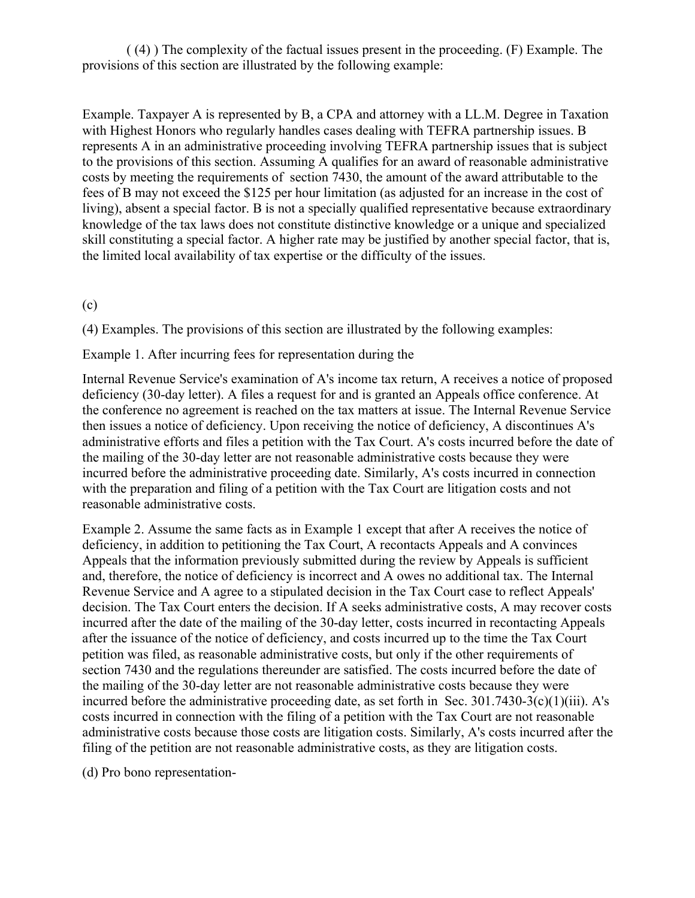( (4) ) The complexity of the factual issues present in the proceeding. (F) Example. The provisions of this section are illustrated by the following example:

Example. Taxpayer A is represented by B, a CPA and attorney with a LL.M. Degree in Taxation with Highest Honors who regularly handles cases dealing with TEFRA partnership issues. B represents A in an administrative proceeding involving TEFRA partnership issues that is subject to the provisions of this section. Assuming A qualifies for an award of reasonable administrative costs by meeting the requirements of section 7430, the amount of the award attributable to the fees of B may not exceed the $125 per hour limitation (as adjusted for an increase in the cost of living), absent a special factor. B is not a specially qualified representative because extraordinary knowledge of the tax laws does not constitute distinctive knowledge or a unique and specialized skill constituting a special factor. A higher rate may be justified by another special factor, that is, the limited local availability of tax expertise or the difficulty of the issues.

(c)

(4) Examples. The provisions of this section are illustrated by the following examples:

Example 1. After incurring fees for representation during the

Internal Revenue Service's examination of A's income tax return, A receives a notice of proposed deficiency (30-day letter). A files a request for and is granted an Appeals office conference. At the conference no agreement is reached on the tax matters at issue. The Internal Revenue Service then issues a notice of deficiency. Upon receiving the notice of deficiency, A discontinues A's administrative efforts and files a petition with the Tax Court. A's costs incurred before the date of the mailing of the 30-day letter are not reasonable administrative costs because they were incurred before the administrative proceeding date. Similarly, A's costs incurred in connection with the preparation and filing of a petition with the Tax Court are litigation costs and not reasonable administrative costs.

Example 2. Assume the same facts as in Example 1 except that after A receives the notice of deficiency, in addition to petitioning the Tax Court, A recontacts Appeals and A convinces Appeals that the information previously submitted during the review by Appeals is sufficient and, therefore, the notice of deficiency is incorrect and A owes no additional tax. The Internal Revenue Service and A agree to a stipulated decision in the Tax Court case to reflect Appeals' decision. The Tax Court enters the decision. If A seeks administrative costs, A may recover costs incurred after the date of the mailing of the 30-day letter, costs incurred in recontacting Appeals after the issuance of the notice of deficiency, and costs incurred up to the time the Tax Court petition was filed, as reasonable administrative costs, but only if the other requirements of section 7430 and the regulations thereunder are satisfied. The costs incurred before the date of the mailing of the 30-day letter are not reasonable administrative costs because they were incurred before the administrative proceeding date, as set forth in Sec. 301.7430-3(c)(1)(iii). A's costs incurred in connection with the filing of a petition with the Tax Court are not reasonable administrative costs because those costs are litigation costs. Similarly, A's costs incurred after the filing of the petition are not reasonable administrative costs, as they are litigation costs.

(d) Pro bono representation-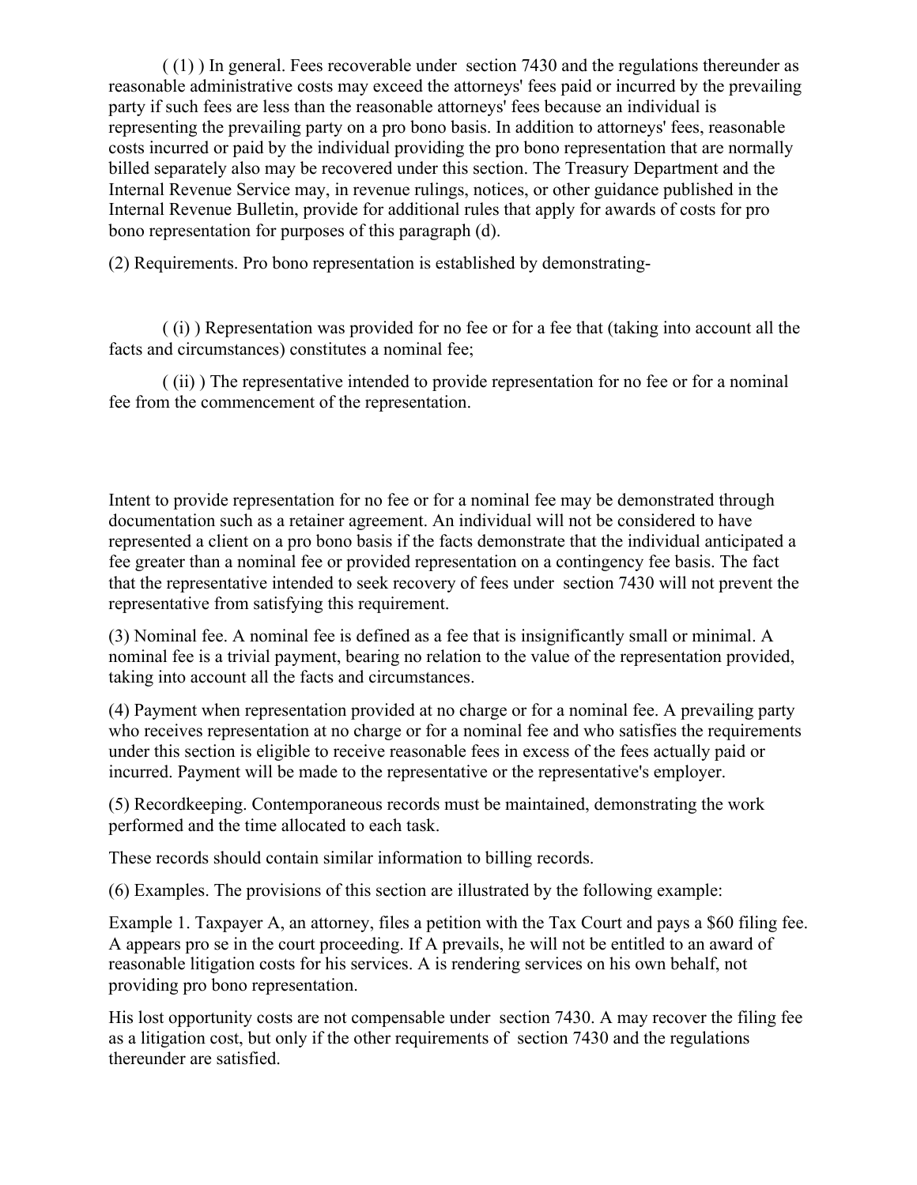( (1) ) In general. Fees recoverable under section 7430 and the regulations thereunder as reasonable administrative costs may exceed the attorneys' fees paid or incurred by the prevailing party if such fees are less than the reasonable attorneys' fees because an individual is representing the prevailing party on a pro bono basis. In addition to attorneys' fees, reasonable costs incurred or paid by the individual providing the pro bono representation that are normally billed separately also may be recovered under this section. The Treasury Department and the Internal Revenue Service may, in revenue rulings, notices, or other guidance published in the Internal Revenue Bulletin, provide for additional rules that apply for awards of costs for pro bono representation for purposes of this paragraph (d).

(2) Requirements. Pro bono representation is established by demonstrating-

( (i) ) Representation was provided for no fee or for a fee that (taking into account all the facts and circumstances) constitutes a nominal fee;

( (ii) ) The representative intended to provide representation for no fee or for a nominal fee from the commencement of the representation.

Intent to provide representation for no fee or for a nominal fee may be demonstrated through documentation such as a retainer agreement. An individual will not be considered to have represented a client on a pro bono basis if the facts demonstrate that the individual anticipated a fee greater than a nominal fee or provided representation on a contingency fee basis. The fact that the representative intended to seek recovery of fees under section 7430 will not prevent the representative from satisfying this requirement.

(3) Nominal fee. A nominal fee is defined as a fee that is insignificantly small or minimal. A nominal fee is a trivial payment, bearing no relation to the value of the representation provided, taking into account all the facts and circumstances.

(4) Payment when representation provided at no charge or for a nominal fee. A prevailing party who receives representation at no charge or for a nominal fee and who satisfies the requirements under this section is eligible to receive reasonable fees in excess of the fees actually paid or incurred. Payment will be made to the representative or the representative's employer.

(5) Recordkeeping. Contemporaneous records must be maintained, demonstrating the work performed and the time allocated to each task.

These records should contain similar information to billing records.

(6) Examples. The provisions of this section are illustrated by the following example:

Example 1. Taxpayer A, an attorney, files a petition with the Tax Court and pays a $60 filing fee. A appears pro se in the court proceeding. If A prevails, he will not be entitled to an award of reasonable litigation costs for his services. A is rendering services on his own behalf, not providing pro bono representation.

His lost opportunity costs are not compensable under section 7430. A may recover the filing fee as a litigation cost, but only if the other requirements of section 7430 and the regulations thereunder are satisfied.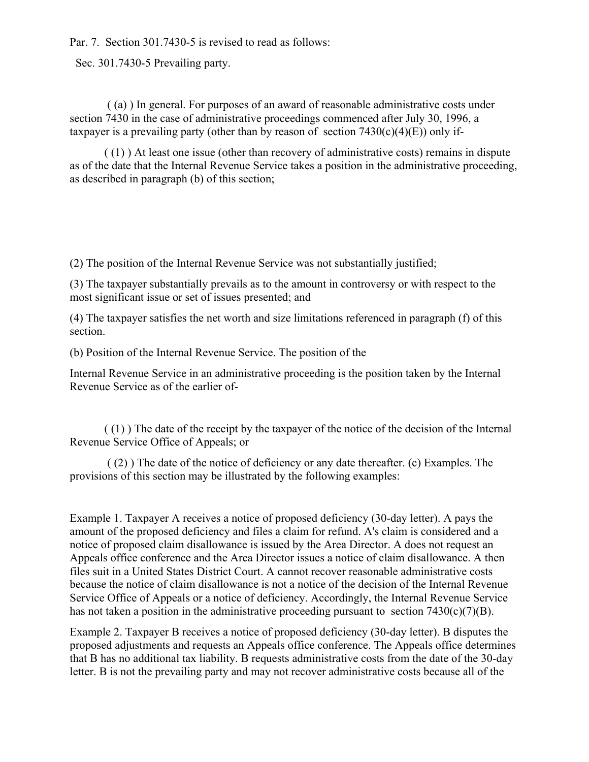Par. 7. Section 301.7430-5 is revised to read as follows:

Sec. 301.7430-5 Prevailing party.

( (a) ) In general. For purposes of an award of reasonable administrative costs under section 7430 in the case of administrative proceedings commenced after July 30, 1996, a taxpayer is a prevailing party (other than by reason of section 7430(c)(4)(E)) only if-

( (1) ) At least one issue (other than recovery of administrative costs) remains in dispute as of the date that the Internal Revenue Service takes a position in the administrative proceeding, as described in paragraph (b) of this section;

(2) The position of the Internal Revenue Service was not substantially justified;

(3) The taxpayer substantially prevails as to the amount in controversy or with respect to the most significant issue or set of issues presented; and

(4) The taxpayer satisfies the net worth and size limitations referenced in paragraph (f) of this section.

(b) Position of the Internal Revenue Service. The position of the Internal Revenue Service in an administrative proceeding is the position taken by the Internal Revenue Service as of the earlier of-

( (1) ) The date of the receipt by the taxpayer of the notice of the decision of the Internal Revenue Service Office of Appeals; or

( (2) ) The date of the notice of deficiency or any date thereafter. (c) Examples. The provisions of this section may be illustrated by the following examples:

Example 1. Taxpayer A receives a notice of proposed deficiency (30-day letter). A pays the amount of the proposed deficiency and files a claim for refund. A's claim is considered and a notice of proposed claim disallowance is issued by the Area Director. A does not request an Appeals office conference and the Area Director issues a notice of claim disallowance. A then files suit in a United States District Court. A cannot recover reasonable administrative costs because the notice of claim disallowance is not a notice of the decision of the Internal Revenue Service Office of Appeals or a notice of deficiency. Accordingly, the Internal Revenue Service has not taken a position in the administrative proceeding pursuant to section 7430(c)(7)(B).

Example 2. Taxpayer B receives a notice of proposed deficiency (30-day letter). B disputes the proposed adjustments and requests an Appeals office conference. The Appeals office determines that B has no additional tax liability. B requests administrative costs from the date of the 30-day letter. B is not the prevailing party and may not recover administrative costs because all of the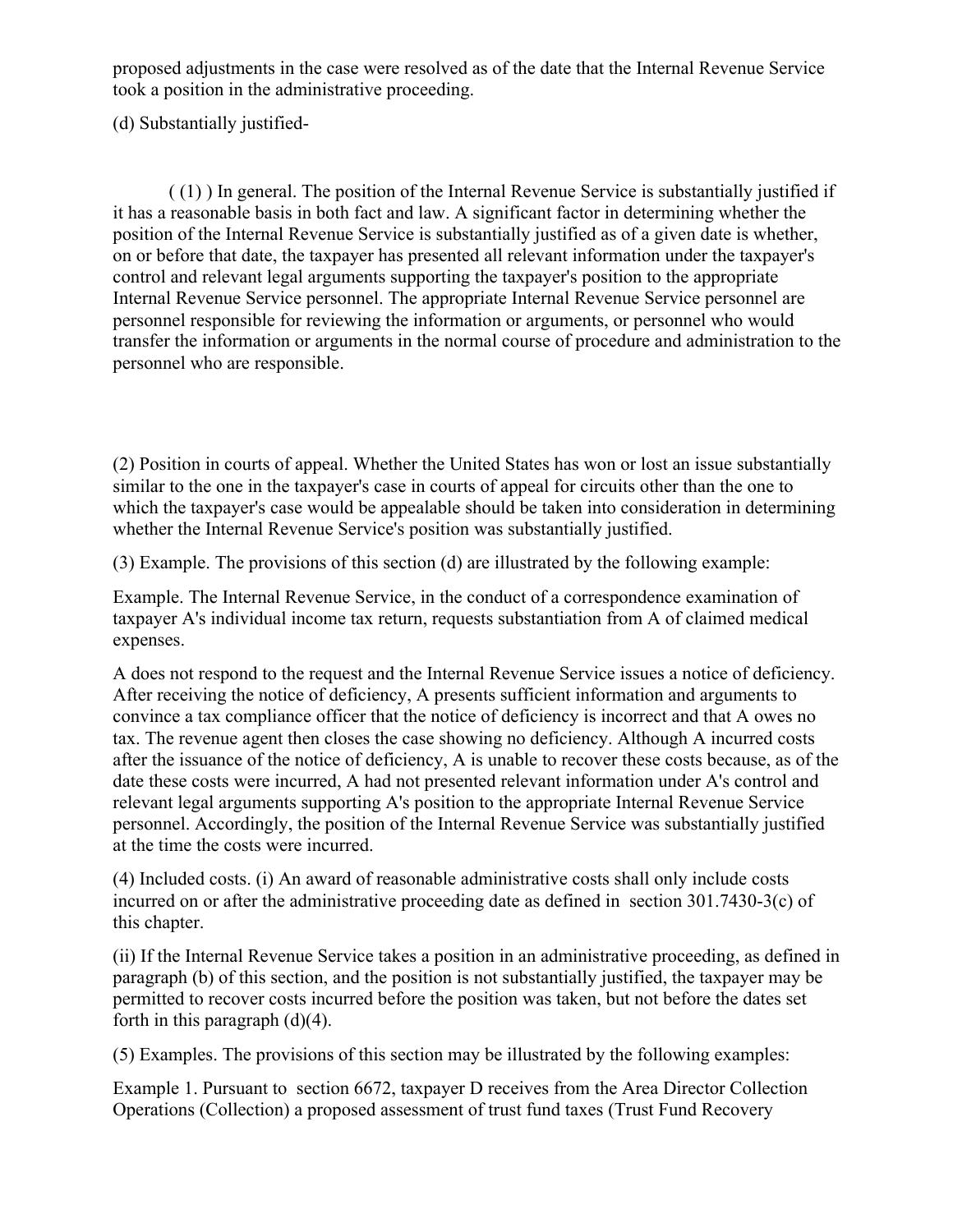proposed adjustments in the case were resolved as of the date that the Internal Revenue Service took a position in the administrative proceeding.

(d) Substantially justified-

( (1) ) In general. The position of the Internal Revenue Service is substantially justified if it has a reasonable basis in both fact and law. A significant factor in determining whether the position of the Internal Revenue Service is substantially justified as of a given date is whether, on or before that date, the taxpayer has presented all relevant information under the taxpayer's control and relevant legal arguments supporting the taxpayer's position to the appropriate Internal Revenue Service personnel. The appropriate Internal Revenue Service personnel are personnel responsible for reviewing the information or arguments, or personnel who would transfer the information or arguments in the normal course of procedure and administration to the personnel who are responsible.

(2) Position in courts of appeal. Whether the United States has won or lost an issue substantially similar to the one in the taxpayer's case in courts of appeal for circuits other than the one to which the taxpayer's case would be appealable should be taken into consideration in determining whether the Internal Revenue Service's position was substantially justified.

(3) Example. The provisions of this section (d) are illustrated by the following example:

Example. The Internal Revenue Service, in the conduct of a correspondence examination of taxpayer A's individual income tax return, requests substantiation from A of claimed medical expenses.

A does not respond to the request and the Internal Revenue Service issues a notice of deficiency. After receiving the notice of deficiency, A presents sufficient information and arguments to convince a tax compliance officer that the notice of deficiency is incorrect and that A owes no tax. The revenue agent then closes the case showing no deficiency. Although A incurred costs after the issuance of the notice of deficiency, A is unable to recover these costs because, as of the date these costs were incurred, A had not presented relevant information under A's control and relevant legal arguments supporting A's position to the appropriate Internal Revenue Service personnel. Accordingly, the position of the Internal Revenue Service was substantially justified at the time the costs were incurred.

(4) Included costs. (i) An award of reasonable administrative costs shall only include costs incurred on or after the administrative proceeding date as defined in section 301.7430-3(c) of this chapter.

(ii) If the Internal Revenue Service takes a position in an administrative proceeding, as defined in paragraph (b) of this section, and the position is not substantially justified, the taxpayer may be permitted to recover costs incurred before the position was taken, but not before the dates set forth in this paragraph (d)(4).

(5) Examples. The provisions of this section may be illustrated by the following examples:

Example 1. Pursuant to section 6672, taxpayer D receives from the Area Director Collection Operations (Collection) a proposed assessment of trust fund taxes (Trust Fund Recovery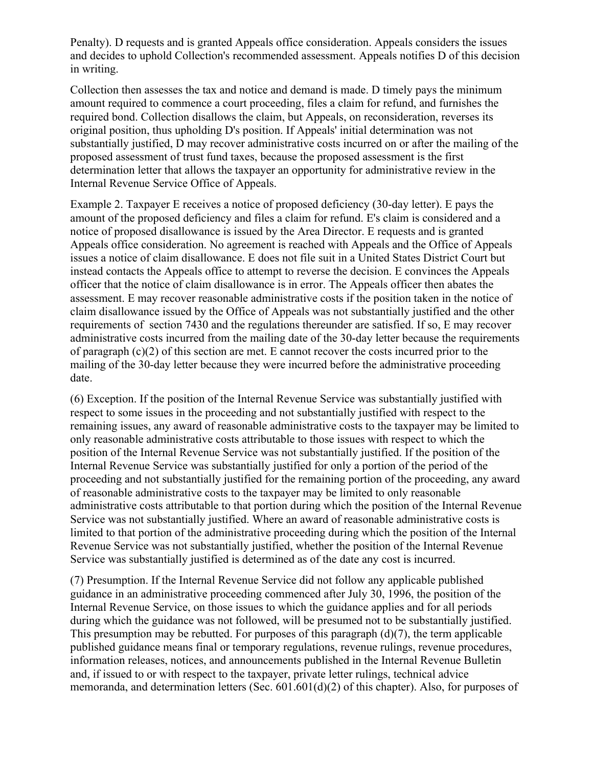Penalty). D requests and is granted Appeals office consideration. Appeals considers the issues and decides to uphold Collection's recommended assessment. Appeals notifies D of this decision in writing.

Collection then assesses the tax and notice and demand is made. D timely pays the minimum amount required to commence a court proceeding, files a claim for refund, and furnishes the required bond. Collection disallows the claim, but Appeals, on reconsideration, reverses its original position, thus upholding D's position. If Appeals' initial determination was not substantially justified, D may recover administrative costs incurred on or after the mailing of the proposed assessment of trust fund taxes, because the proposed assessment is the first determination letter that allows the taxpayer an opportunity for administrative review in the Internal Revenue Service Office of Appeals.

Example 2. Taxpayer E receives a notice of proposed deficiency (30-day letter). E pays the amount of the proposed deficiency and files a claim for refund. E's claim is considered and a notice of proposed disallowance is issued by the Area Director. E requests and is granted Appeals office consideration. No agreement is reached with Appeals and the Office of Appeals issues a notice of claim disallowance. E does not file suit in a United States District Court but instead contacts the Appeals office to attempt to reverse the decision. E convinces the Appeals officer that the notice of claim disallowance is in error. The Appeals officer then abates the assessment. E may recover reasonable administrative costs if the position taken in the notice of claim disallowance issued by the Office of Appeals was not substantially justified and the other requirements of section 7430 and the regulations thereunder are satisfied. If so, E may recover administrative costs incurred from the mailing date of the 30-day letter because the requirements of paragraph (c)(2) of this section are met. E cannot recover the costs incurred prior to the mailing of the 30-day letter because they were incurred before the administrative proceeding date.

(6) Exception. If the position of the Internal Revenue Service was substantially justified with respect to some issues in the proceeding and not substantially justified with respect to the remaining issues, any award of reasonable administrative costs to the taxpayer may be limited to only reasonable administrative costs attributable to those issues with respect to which the position of the Internal Revenue Service was not substantially justified. If the position of the Internal Revenue Service was substantially justified for only a portion of the period of the proceeding and not substantially justified for the remaining portion of the proceeding, any award of reasonable administrative costs to the taxpayer may be limited to only reasonable administrative costs attributable to that portion during which the position of the Internal Revenue Service was not substantially justified. Where an award of reasonable administrative costs is limited to that portion of the administrative proceeding during which the position of the Internal Revenue Service was not substantially justified, whether the position of the Internal Revenue Service was substantially justified is determined as of the date any cost is incurred.

(7) Presumption. If the Internal Revenue Service did not follow any applicable published guidance in an administrative proceeding commenced after July 30, 1996, the position of the Internal Revenue Service, on those issues to which the guidance applies and for all periods during which the guidance was not followed, will be presumed not to be substantially justified. This presumption may be rebutted. For purposes of this paragraph (d)(7), the term applicable published guidance means final or temporary regulations, revenue rulings, revenue procedures, information releases, notices, and announcements published in the Internal Revenue Bulletin and, if issued to or with respect to the taxpayer, private letter rulings, technical advice memoranda, and determination letters (Sec. 601.601(d)(2) of this chapter). Also, for purposes of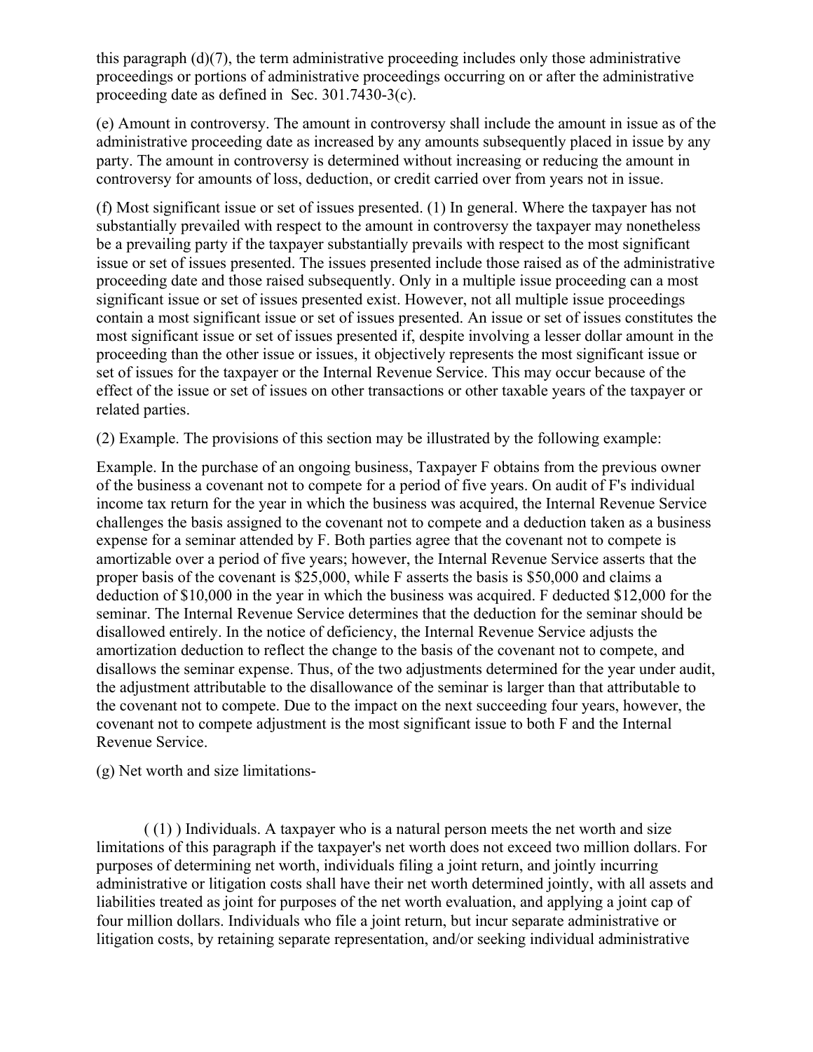this paragraph (d)(7), the term administrative proceeding includes only those administrative proceedings or portions of administrative proceedings occurring on or after the administrative proceeding date as defined in Sec. 301.7430-3(c).

(e) Amount in controversy. The amount in controversy shall include the amount in issue as of the administrative proceeding date as increased by any amounts subsequently placed in issue by any party. The amount in controversy is determined without increasing or reducing the amount in controversy for amounts of loss, deduction, or credit carried over from years not in issue.

(f) Most significant issue or set of issues presented. (1) In general. Where the taxpayer has not substantially prevailed with respect to the amount in controversy the taxpayer may nonetheless be a prevailing party if the taxpayer substantially prevails with respect to the most significant issue or set of issues presented. The issues presented include those raised as of the administrative proceeding date and those raised subsequently. Only in a multiple issue proceeding can a most significant issue or set of issues presented exist. However, not all multiple issue proceedings contain a most significant issue or set of issues presented. An issue or set of issues constitutes the most significant issue or set of issues presented if, despite involving a lesser dollar amount in the proceeding than the other issue or issues, it objectively represents the most significant issue or set of issues for the taxpayer or the Internal Revenue Service. This may occur because of the effect of the issue or set of issues on other transactions or other taxable years of the taxpayer or related parties.

(2) Example. The provisions of this section may be illustrated by the following example:

Example. In the purchase of an ongoing business, Taxpayer F obtains from the previous owner of the business a covenant not to compete for a period of five years. On audit of F's individual income tax return for the year in which the business was acquired, the Internal Revenue Service challenges the basis assigned to the covenant not to compete and a deduction taken as a business expense for a seminar attended by F. Both parties agree that the covenant not to compete is amortizable over a period of five years; however, the Internal Revenue Service asserts that the proper basis of the covenant is $25,000, while F asserts the basis is $50,000 and claims a deduction of $10,000 in the year in which the business was acquired. F deducted $12,000 for the seminar. The Internal Revenue Service determines that the deduction for the seminar should be disallowed entirely. In the notice of deficiency, the Internal Revenue Service adjusts the amortization deduction to reflect the change to the basis of the covenant not to compete, and disallows the seminar expense. Thus, of the two adjustments determined for the year under audit, the adjustment attributable to the disallowance of the seminar is larger than that attributable to the covenant not to compete. Due to the impact on the next succeeding four years, however, the covenant not to compete adjustment is the most significant issue to both F and the Internal Revenue Service.

(g) Net worth and size limitations-

( (1) ) Individuals. A taxpayer who is a natural person meets the net worth and size limitations of this paragraph if the taxpayer's net worth does not exceed two million dollars. For purposes of determining net worth, individuals filing a joint return, and jointly incurring administrative or litigation costs shall have their net worth determined jointly, with all assets and liabilities treated as joint for purposes of the net worth evaluation, and applying a joint cap of four million dollars. Individuals who file a joint return, but incur separate administrative or litigation costs, by retaining separate representation, and/or seeking individual administrative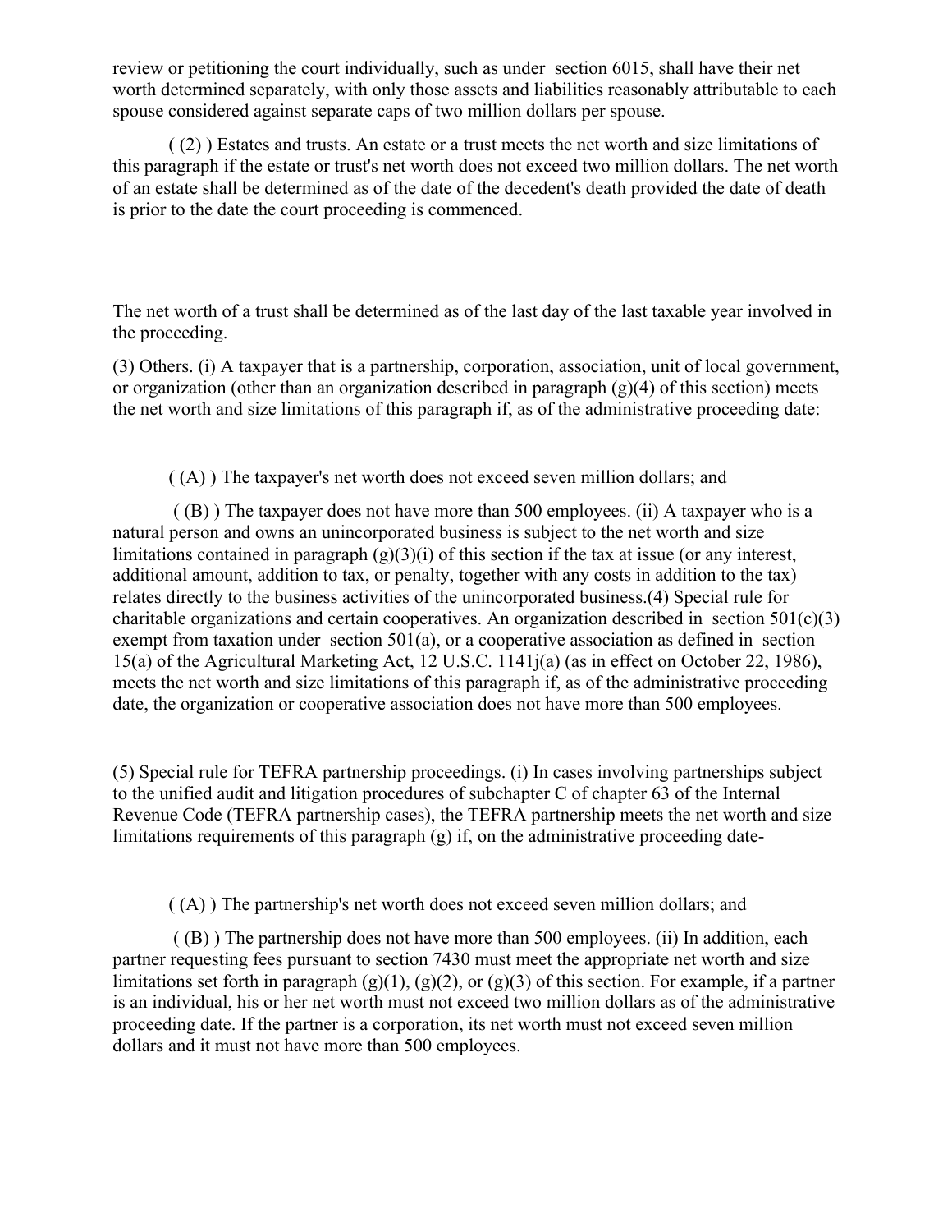review or petitioning the court individually, such as under section 6015, shall have their net worth determined separately, with only those assets and liabilities reasonably attributable to each spouse considered against separate caps of two million dollars per spouse.

( (2) ) Estates and trusts. An estate or a trust meets the net worth and size limitations of this paragraph if the estate or trust's net worth does not exceed two million dollars. The net worth of an estate shall be determined as of the date of the decedent's death provided the date of death is prior to the date the court proceeding is commenced.

The net worth of a trust shall be determined as of the last day of the last taxable year involved in the proceeding.

(3) Others. (i) A taxpayer that is a partnership, corporation, association, unit of local government, or organization (other than an organization described in paragraph (g)(4) of this section) meets the net worth and size limitations of this paragraph if, as of the administrative proceeding date:

( (A) ) The taxpayer's net worth does not exceed seven million dollars; and

( (B) ) The taxpayer does not have more than 500 employees. (ii) A taxpayer who is a natural person and owns an unincorporated business is subject to the net worth and size limitations contained in paragraph (g)(3)(i) of this section if the tax at issue (or any interest, additional amount, addition to tax, or penalty, together with any costs in addition to the tax) relates directly to the business activities of the unincorporated business.(4) Special rule for charitable organizations and certain cooperatives. An organization described in section 501(c)(3) exempt from taxation under section 501(a), or a cooperative association as defined in section 15(a) of the Agricultural Marketing Act, 12 U.S.C. 1141j(a) (as in effect on October 22, 1986), meets the net worth and size limitations of this paragraph if, as of the administrative proceeding date, the organization or cooperative association does not have more than 500 employees.

(5) Special rule for TEFRA partnership proceedings. (i) In cases involving partnerships subject to the unified audit and litigation procedures of subchapter C of chapter 63 of the Internal Revenue Code (TEFRA partnership cases), the TEFRA partnership meets the net worth and size limitations requirements of this paragraph (g) if, on the administrative proceeding date-

( (A) ) The partnership's net worth does not exceed seven million dollars; and

( (B) ) The partnership does not have more than 500 employees. (ii) In addition, each partner requesting fees pursuant to section 7430 must meet the appropriate net worth and size limitations set forth in paragraph (g)(1), (g)(2), or (g)(3) of this section. For example, if a partner is an individual, his or her net worth must not exceed two million dollars as of the administrative proceeding date. If the partner is a corporation, its net worth must not exceed seven million dollars and it must not have more than 500 employees.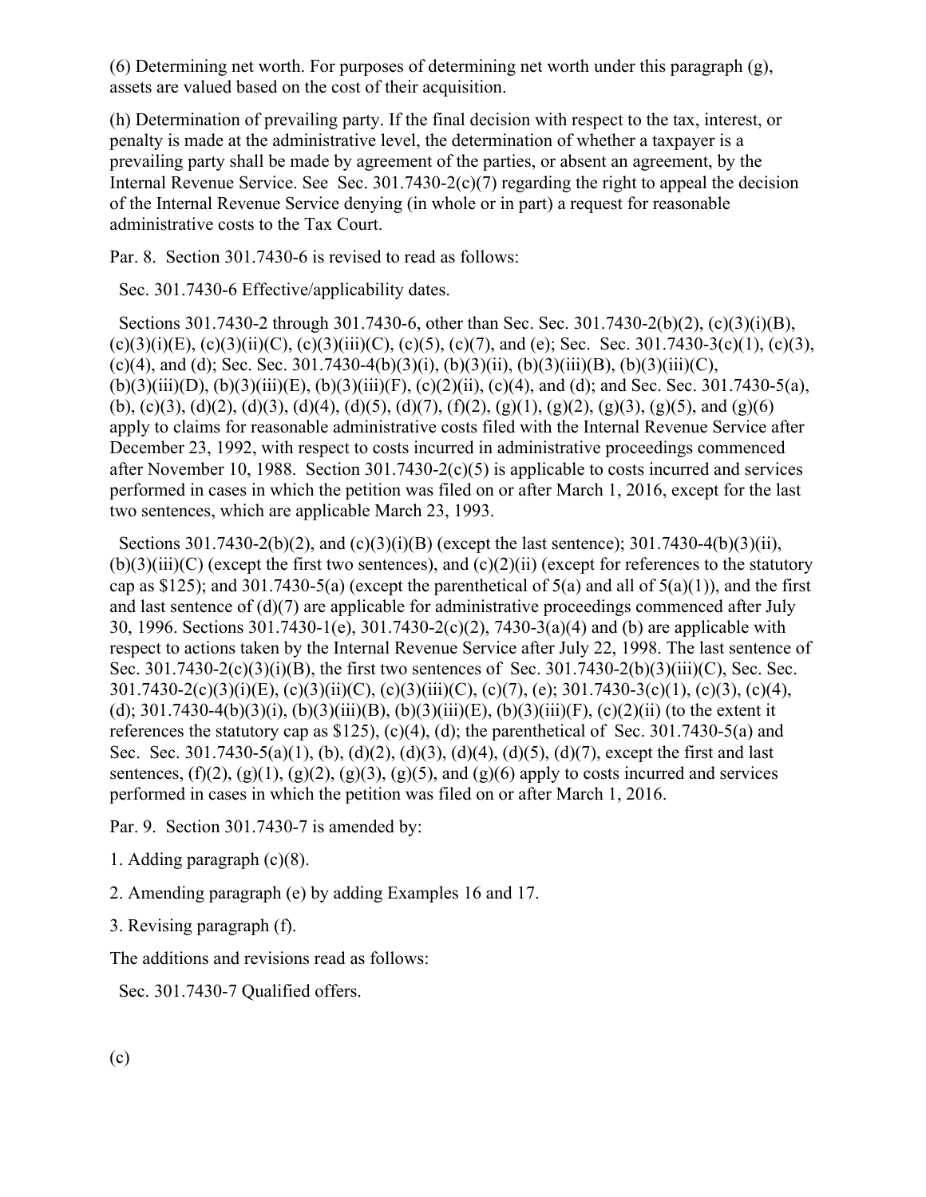(6) Determining net worth. For purposes of determining net worth under this paragraph (g), assets are valued based on the cost of their acquisition.

(h) Determination of prevailing party. If the final decision with respect to the tax, interest, or penalty is made at the administrative level, the determination of whether a taxpayer is a prevailing party shall be made by agreement of the parties, or absent an agreement, by the Internal Revenue Service. See Sec. 301.7430-2(c)(7) regarding the right to appeal the decision of the Internal Revenue Service denying (in whole or in part) a request for reasonable administrative costs to the Tax Court.

Par. 8. Section 301.7430-6 is revised to read as follows:

Sec. 301.7430-6 Effective/applicability dates.

Sections 301.7430-2 through 301.7430-6, other than Sec. Sec. 301.7430-2(b)(2), (c)(3)(i)(B), (c)(3)(i)(E), (c)(3)(ii)(C), (c)(3)(iii)(C), (c)(5), (c)(7), and (e); Sec. Sec. 301.7430-3(c)(1), (c)(3), (c)(4), and (d); Sec. Sec. 301.7430-4(b)(3)(i), (b)(3)(ii), (b)(3)(iii)(B), (b)(3)(iii)(C), (b)(3)(iii)(D), (b)(3)(iii)(E), (b)(3)(iii)(F), (c)(2)(ii), (c)(4), and (d); and Sec. Sec. 301.7430-5(a), (b), (c)(3), (d)(2), (d)(3), (d)(4), (d)(5), (d)(7), (f)(2), (g)(1), (g)(2), (g)(3), (g)(5), and (g)(6) apply to claims for reasonable administrative costs filed with the Internal Revenue Service after December 23, 1992, with respect to costs incurred in administrative proceedings commenced after November 10, 1988. Section 301.7430-2(c)(5) is applicable to costs incurred and services performed in cases in which the petition was filed on or after March 1, 2016, except for the last two sentences, which are applicable March 23, 1993.

Sections 301.7430-2(b)(2), and (c)(3)(i)(B) (except the last sentence); 301.7430-4(b)(3)(ii), (b)(3)(iii)(C) (except the first two sentences), and (c)(2)(ii) (except for references to the statutory cap as $125); and 301.7430-5(a) (except the parenthetical of 5(a) and all of 5(a)(1)), and the first and last sentence of (d)(7) are applicable for administrative proceedings commenced after July 30, 1996. Sections 301.7430-1(e), 301.7430-2(c)(2), 7430-3(a)(4) and (b) are applicable with respect to actions taken by the Internal Revenue Service after July 22, 1998. The last sentence of Sec. 301.7430-2(c)(3)(i)(B), the first two sentences of Sec. 301.7430-2(b)(3)(iii)(C), Sec. Sec. 301.7430-2(c)(3)(i)(E), (c)(3)(ii)(C), (c)(3)(iii)(C), (c)(7), (e); 301.7430-3(c)(1), (c)(3), (c)(4), (d); 301.7430-4(b)(3)(i), (b)(3)(iii)(B), (b)(3)(iii)(E), (b)(3)(iii)(F), (c)(2)(ii) (to the extent it references the statutory cap as $125), (c)(4), (d); the parenthetical of Sec. 301.7430-5(a) and Sec. Sec. 301.7430-5(a)(1), (b), (d)(2), (d)(3), (d)(4), (d)(5), (d)(7), except the first and last sentences, (f)(2), (g)(1), (g)(2), (g)(3), (g)(5), and (g)(6) apply to costs incurred and services performed in cases in which the petition was filed on or after March 1, 2016.

Par. 9. Section 301.7430-7 is amended by:

1. Adding paragraph (c)(8).

2. Amending paragraph (e) by adding Examples 16 and 17.

3. Revising paragraph (f).

The additions and revisions read as follows:

Sec. 301.7430-7 Qualified offers.

(c)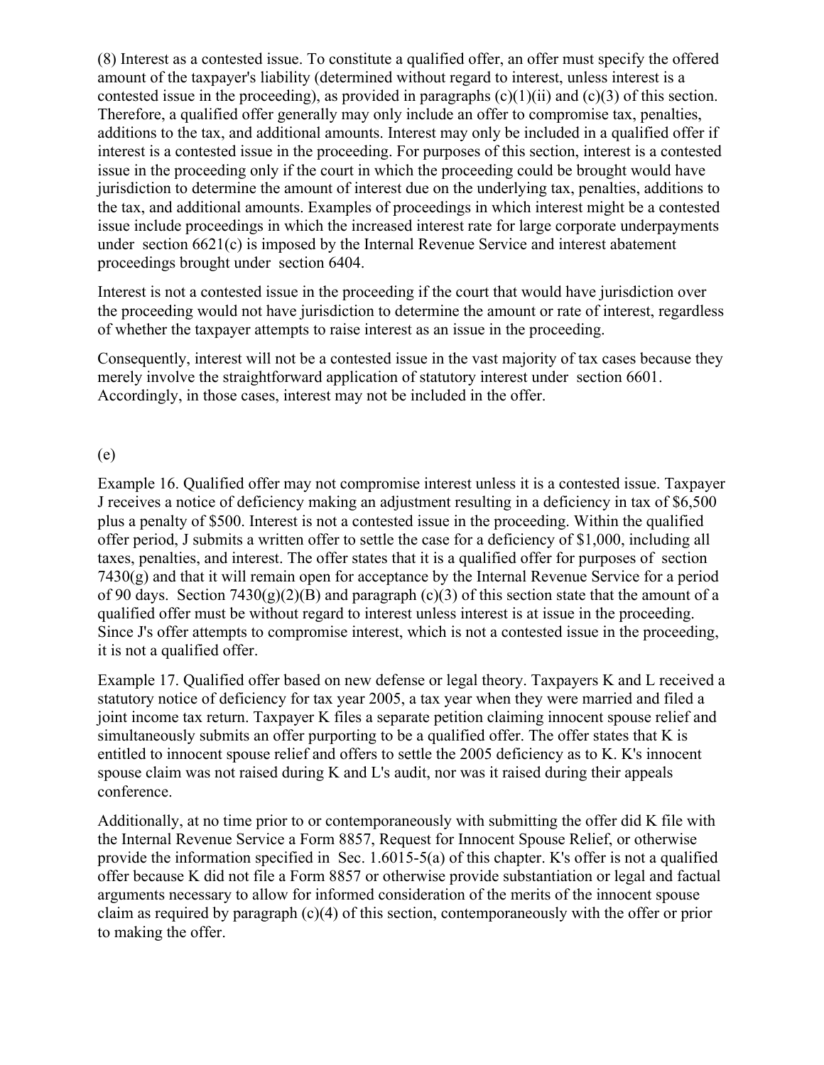(8) Interest as a contested issue. To constitute a qualified offer, an offer must specify the offered amount of the taxpayer's liability (determined without regard to interest, unless interest is a contested issue in the proceeding), as provided in paragraphs (c)(1)(ii) and (c)(3) of this section. Therefore, a qualified offer generally may only include an offer to compromise tax, penalties, additions to the tax, and additional amounts. Interest may only be included in a qualified offer if interest is a contested issue in the proceeding. For purposes of this section, interest is a contested issue in the proceeding only if the court in which the proceeding could be brought would have jurisdiction to determine the amount of interest due on the underlying tax, penalties, additions to the tax, and additional amounts. Examples of proceedings in which interest might be a contested issue include proceedings in which the increased interest rate for large corporate underpayments under section 6621(c) is imposed by the Internal Revenue Service and interest abatement proceedings brought under section 6404.

Interest is not a contested issue in the proceeding if the court that would have jurisdiction over the proceeding would not have jurisdiction to determine the amount or rate of interest, regardless of whether the taxpayer attempts to raise interest as an issue in the proceeding.

Consequently, interest will not be a contested issue in the vast majority of tax cases because they merely involve the straightforward application of statutory interest under section 6601. Accordingly, in those cases, interest may not be included in the offer.

(e)

Example 16. Qualified offer may not compromise interest unless it is a contested issue. Taxpayer J receives a notice of deficiency making an adjustment resulting in a deficiency in tax of $6,500 plus a penalty of $500. Interest is not a contested issue in the proceeding. Within the qualified offer period, J submits a written offer to settle the case for a deficiency of $1,000, including all taxes, penalties, and interest. The offer states that it is a qualified offer for purposes of section 7430(g) and that it will remain open for acceptance by the Internal Revenue Service for a period of 90 days. Section 7430(g)(2)(B) and paragraph (c)(3) of this section state that the amount of a qualified offer must be without regard to interest unless interest is at issue in the proceeding. Since J's offer attempts to compromise interest, which is not a contested issue in the proceeding, it is not a qualified offer.

Example 17. Qualified offer based on new defense or legal theory. Taxpayers K and L received a statutory notice of deficiency for tax year 2005, a tax year when they were married and filed a joint income tax return. Taxpayer K files a separate petition claiming innocent spouse relief and simultaneously submits an offer purporting to be a qualified offer. The offer states that K is entitled to innocent spouse relief and offers to settle the 2005 deficiency as to K. K's innocent spouse claim was not raised during K and L's audit, nor was it raised during their appeals conference.

Additionally, at no time prior to or contemporaneously with submitting the offer did K file with the Internal Revenue Service a Form 8857, Request for Innocent Spouse Relief, or otherwise provide the information specified in Sec. 1.6015-5(a) of this chapter. K's offer is not a qualified offer because K did not file a Form 8857 or otherwise provide substantiation or legal and factual arguments necessary to allow for informed consideration of the merits of the innocent spouse claim as required by paragraph (c)(4) of this section, contemporaneously with the offer or prior to making the offer.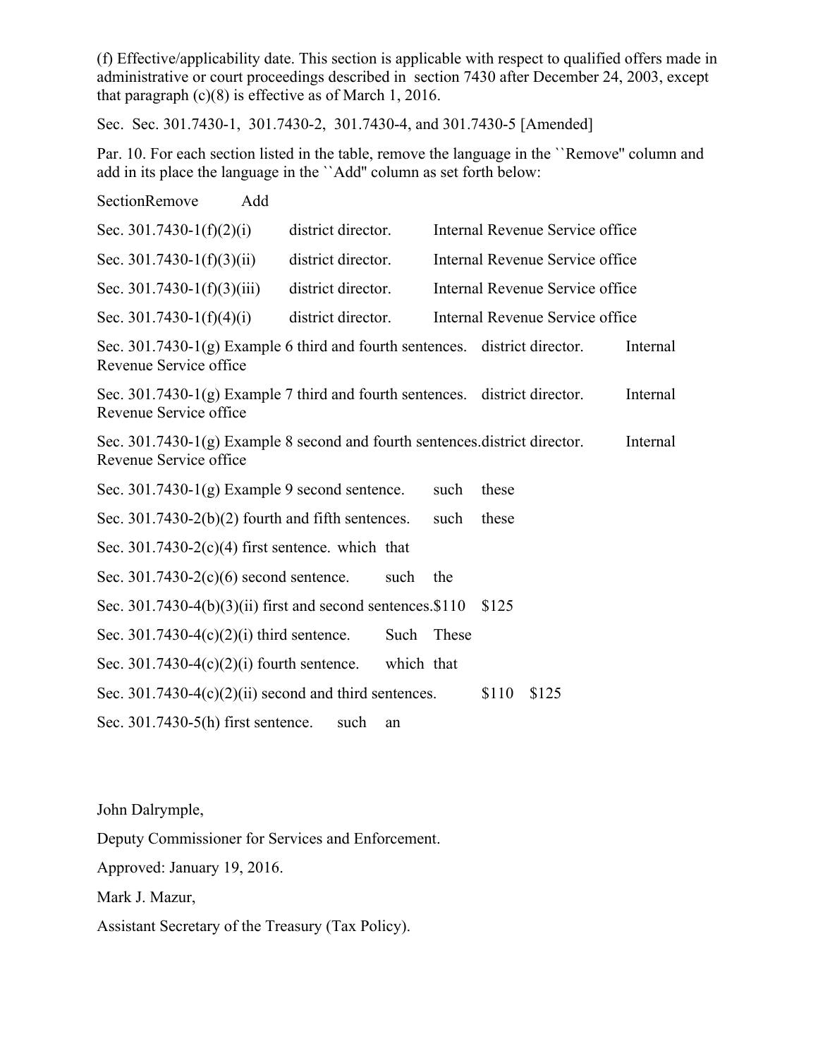(f) Effective/applicability date. This section is applicable with respect to qualified offers made in administrative or court proceedings described in section 7430 after December 24, 2003, except that paragraph (c)(8) is effective as of March 1, 2016.

Sec. Sec. 301.7430-1, 301.7430-2, 301.7430-4, and 301.7430-5 [Amended]

Par. 10. For each section listed in the table, remove the language in the ``Remove'' column and add in its place the language in the ``Add'' column as set forth below:

| Section | Remove | Add |
|---|---|---|
| Sec. 301.7430-1(f)(2)(i) | district director. | Internal Revenue Service office |
| Sec. 301.7430-1(f)(3)(ii) | district director. | Internal Revenue Service office |
| Sec. 301.7430-1(f)(3)(iii) | district director. | Internal Revenue Service office |
| Sec. 301.7430-1(f)(4)(i) | district director. | Internal Revenue Service office |
| Sec. 301.7430-1(g) Example 6 third and fourth sentences. | district director. | Internal Revenue Service office |
| Sec. 301.7430-1(g) Example 7 third and fourth sentences. | district director. | Internal Revenue Service office |
| Sec. 301.7430-1(g) Example 8 second and fourth sentences. | district director. | Internal Revenue Service office |
| Sec. 301.7430-1(g) Example 9 second sentence. | such | these |
| Sec. 301.7430-2(b)(2) fourth and fifth sentences. | such | these |
| Sec. 301.7430-2(c)(4) first sentence. | which | that |
| Sec. 301.7430-2(c)(6) second sentence. | such | the |
| Sec. 301.7430-4(b)(3)(ii) first and second sentences. | $110 | $125 |
| Sec. 301.7430-4(c)(2)(i) third sentence. | Such | These |
| Sec. 301.7430-4(c)(2)(i) fourth sentence. | which | that |
| Sec. 301.7430-4(c)(2)(ii) second and third sentences. | $110 | $125 |
| Sec. 301.7430-5(h) first sentence. | such | an |

John Dalrymple,

Deputy Commissioner for Services and Enforcement.

Approved: January 19, 2016.

Mark J. Mazur,

Assistant Secretary of the Treasury (Tax Policy).